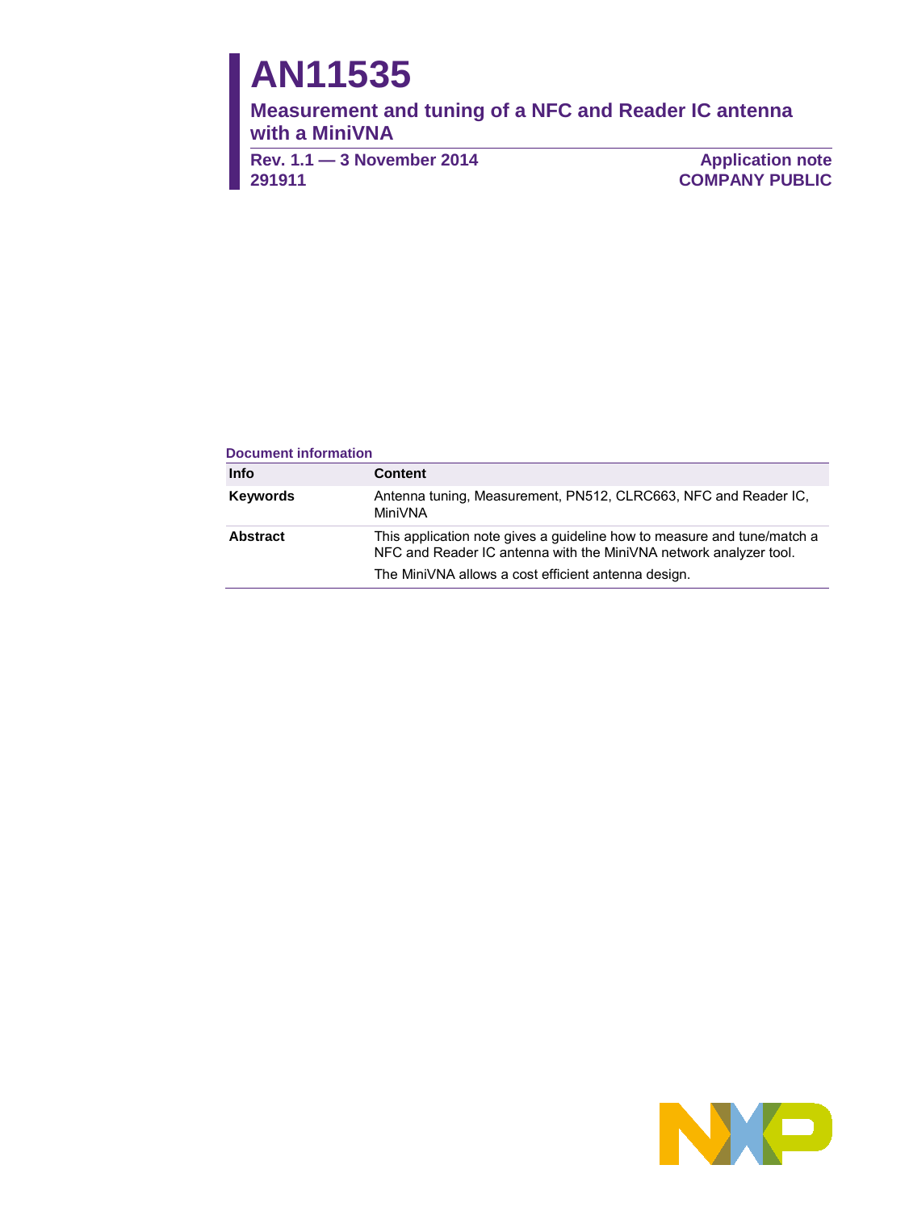# AN11535

## Measurement and tuning of a NFC and Reader IC antenna with a MiniVNA

**Rev. 1.1 — 3 November 2014**
**291911**

**Application note**
**COMPANY PUBLIC**

### Document information

| Info | Content |
| --- | --- |
| **Keywords** | Antenna tuning, Measurement, PN512, CLRC663, NFC and Reader IC, MiniVNA |
| **Abstract** | This application note gives a guideline how to measure and tune/match a NFC and Reader IC antenna with the MiniVNA network analyzer tool.<br>The MiniVNA allows a cost efficient antenna design. |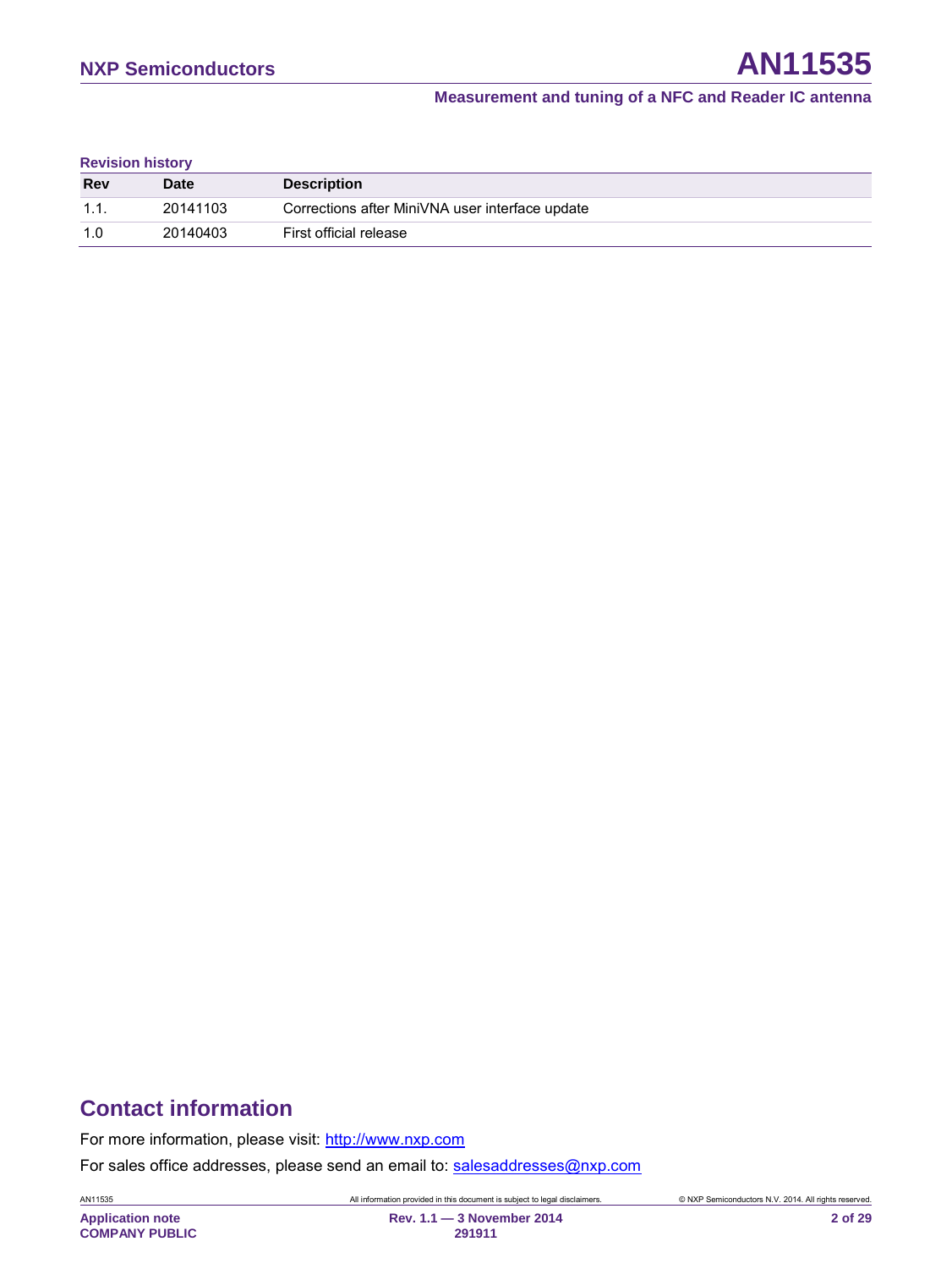**Revision history**

| Rev | Date | Description |
|---|---|---|
| 1.1. | 20141103 | Corrections after MiniVNA user interface update |
| 1.0 | 20140403 | First official release |

## Contact information

For more information, please visit: http://www.nxp.com

For sales office addresses, please send an email to: salesaddresses@nxp.com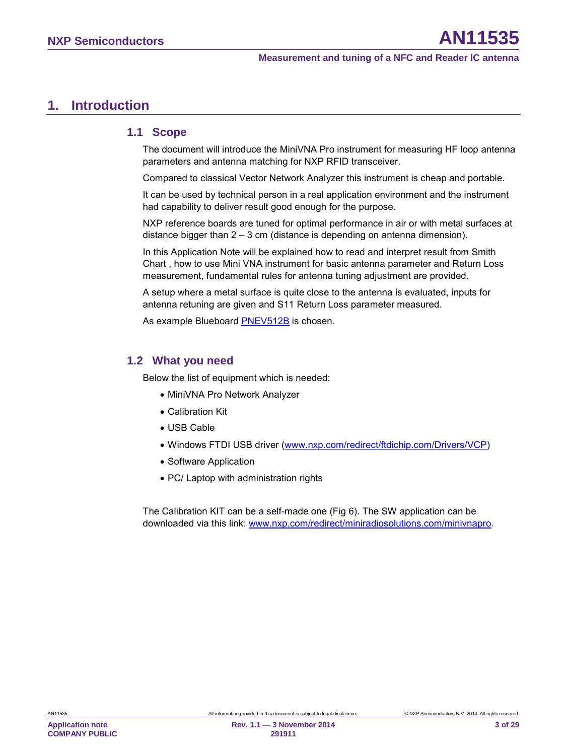# 1. Introduction

## 1.1 Scope

The document will introduce the MiniVNA Pro instrument for measuring HF loop antenna parameters and antenna matching for NXP RFID transceiver.

Compared to classical Vector Network Analyzer this instrument is cheap and portable.

It can be used by technical person in a real application environment and the instrument had capability to deliver result good enough for the purpose.

NXP reference boards are tuned for optimal performance in air or with metal surfaces at distance bigger than 2 – 3 cm (distance is depending on antenna dimension).

In this Application Note will be explained how to read and interpret result from Smith Chart , how to use Mini VNA instrument for basic antenna parameter and Return Loss measurement, fundamental rules for antenna tuning adjustment are provided.

A setup where a metal surface is quite close to the antenna is evaluated, inputs for antenna retuning are given and S11 Return Loss parameter measured.

As example Blueboard PNEV512B is chosen.

## 1.2 What you need

Below the list of equipment which is needed:

- MiniVNA Pro Network Analyzer
- Calibration Kit
- USB Cable
- Windows FTDI USB driver (www.nxp.com/redirect/ftdichip.com/Drivers/VCP)
- Software Application
- PC/ Laptop with administration rights

The Calibration KIT can be a self-made one (Fig 6). The SW application can be downloaded via this link: www.nxp.com/redirect/miniradiosolutions.com/minivnapro.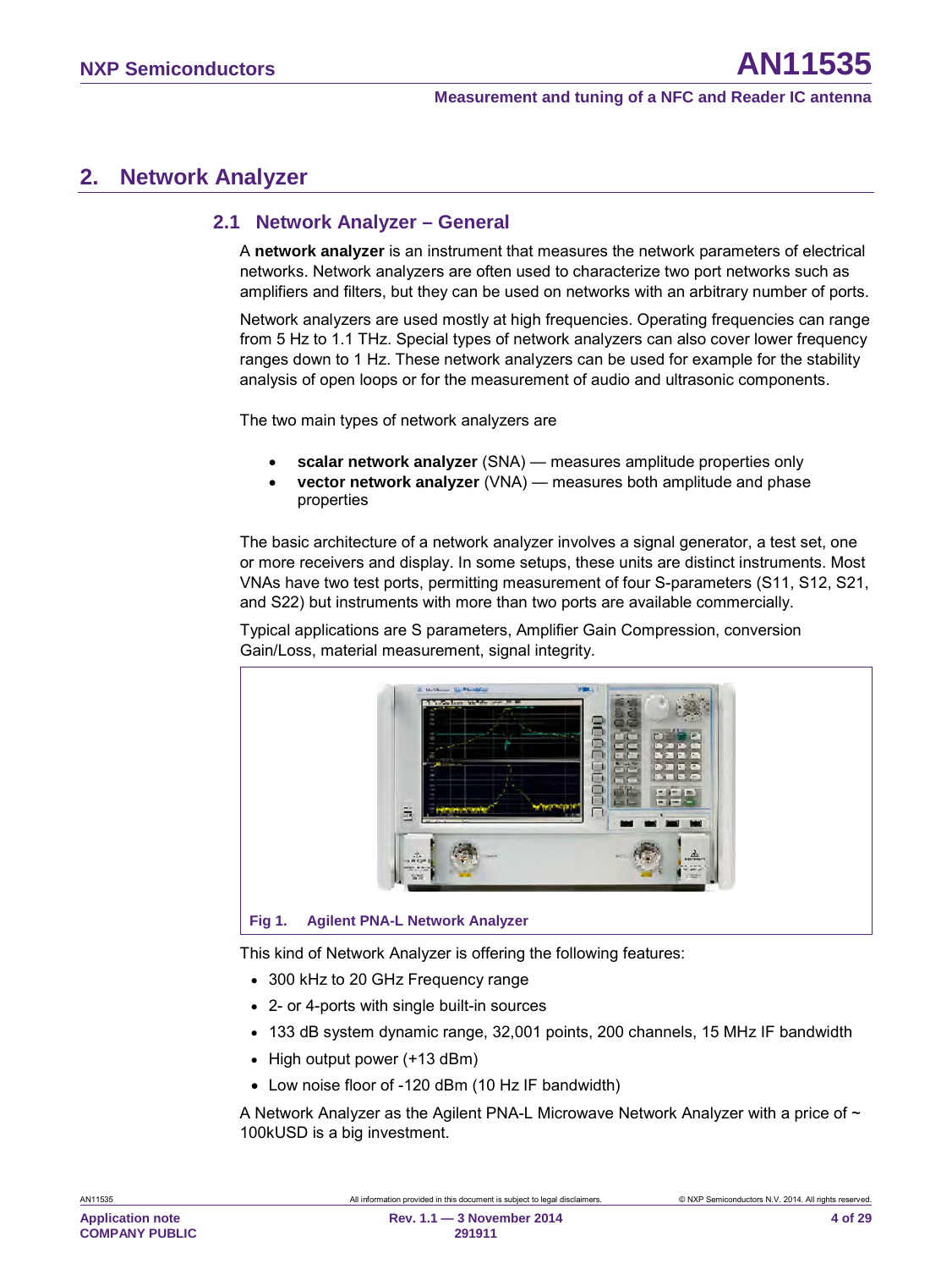## 2. Network Analyzer

### 2.1 Network Analyzer – General

A **network analyzer** is an instrument that measures the network parameters of electrical networks. Network analyzers are often used to characterize two port networks such as amplifiers and filters, but they can be used on networks with an arbitrary number of ports.

Network analyzers are used mostly at high frequencies. Operating frequencies can range from 5 Hz to 1.1 THz. Special types of network analyzers can also cover lower frequency ranges down to 1 Hz. These network analyzers can be used for example for the stability analysis of open loops or for the measurement of audio and ultrasonic components.

The two main types of network analyzers are

- **scalar network analyzer** (SNA) — measures amplitude properties only
- **vector network analyzer** (VNA) — measures both amplitude and phase properties

The basic architecture of a network analyzer involves a signal generator, a test set, one or more receivers and display. In some setups, these units are distinct instruments. Most VNAs have two test ports, permitting measurement of four S-parameters (S11, S12, S21, and S22) but instruments with more than two ports are available commercially.

Typical applications are S parameters, Amplifier Gain Compression, conversion Gain/Loss, material measurement, signal integrity.

Fig 1. Agilent PNA-L Network Analyzer

This kind of Network Analyzer is offering the following features:

- 300 kHz to 20 GHz Frequency range
- 2- or 4-ports with single built-in sources
- 133 dB system dynamic range, 32,001 points, 200 channels, 15 MHz IF bandwidth
- High output power (+13 dBm)
- Low noise floor of -120 dBm (10 Hz IF bandwidth)

A Network Analyzer as the Agilent PNA-L Microwave Network Analyzer with a price of ~ 100kUSD is a big investment.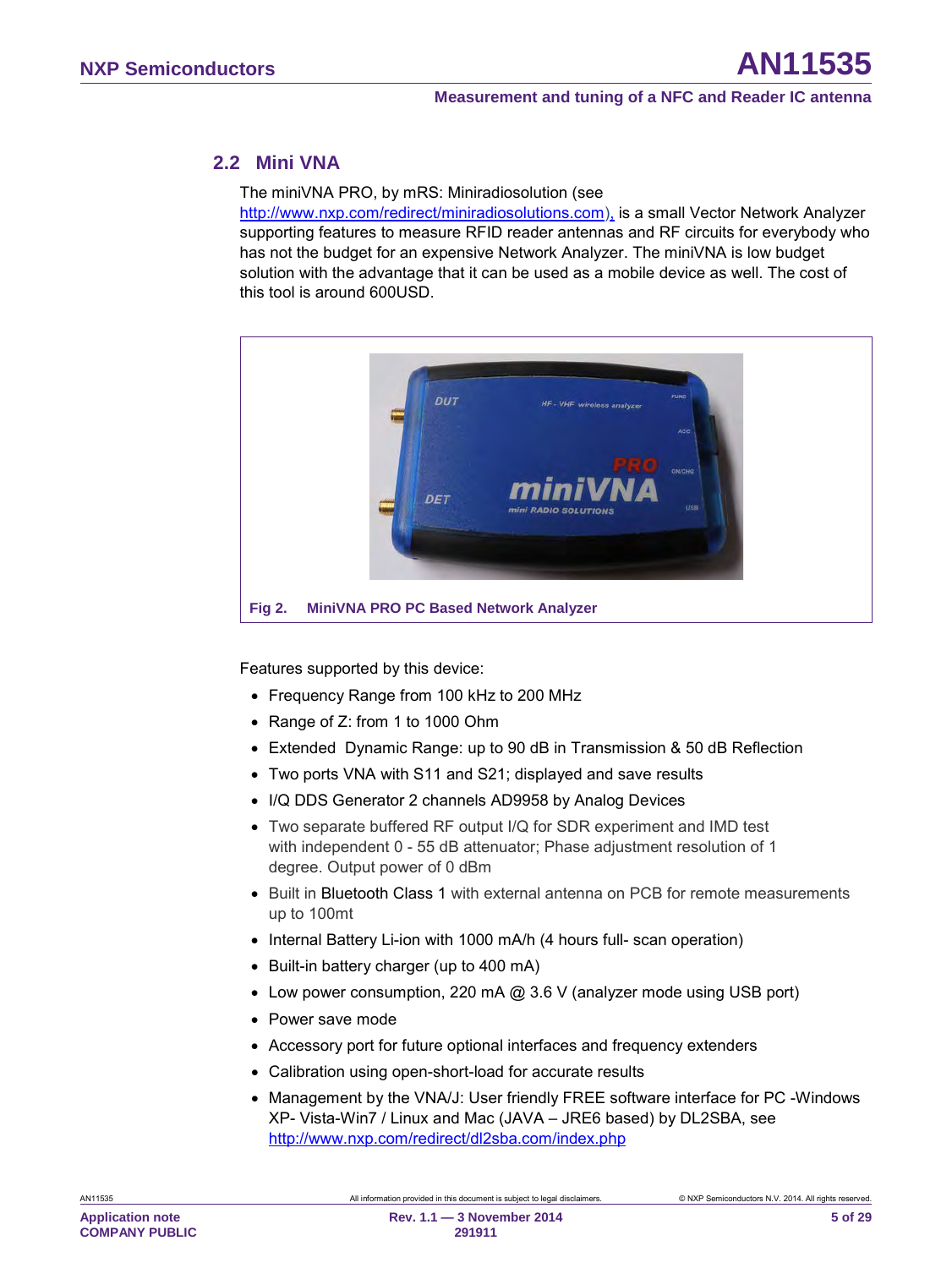## 2.2 Mini VNA

The miniVNA PRO, by mRS: Miniradiosolution (see http://www.nxp.com/redirect/miniradiosolutions.com), is a small Vector Network Analyzer supporting features to measure RFID reader antennas and RF circuits for everybody who has not the budget for an expensive Network Analyzer. The miniVNA is low budget solution with the advantage that it can be used as a mobile device as well. The cost of this tool is around 600USD.

**Fig 2. MiniVNA PRO PC Based Network Analyzer**

Features supported by this device:

- Frequency Range from 100 kHz to 200 MHz
- Range of Z: from 1 to 1000 Ohm
- Extended Dynamic Range: up to 90 dB in Transmission & 50 dB Reflection
- Two ports VNA with S11 and S21; displayed and save results
- I/Q DDS Generator 2 channels AD9958 by Analog Devices
- Two separate buffered RF output I/Q for SDR experiment and IMD test with independent 0 - 55 dB attenuator; Phase adjustment resolution of 1 degree. Output power of 0 dBm
- Built in Bluetooth Class 1 with external antenna on PCB for remote measurements up to 100mt
- Internal Battery Li-ion with 1000 mA/h (4 hours full- scan operation)
- Built-in battery charger (up to 400 mA)
- Low power consumption, 220 mA @ 3.6 V (analyzer mode using USB port)
- Power save mode
- Accessory port for future optional interfaces and frequency extenders
- Calibration using open-short-load for accurate results
- Management by the VNA/J: User friendly FREE software interface for PC -Windows XP- Vista-Win7 / Linux and Mac (JAVA – JRE6 based) by DL2SBA, see http://www.nxp.com/redirect/dl2sba.com/index.php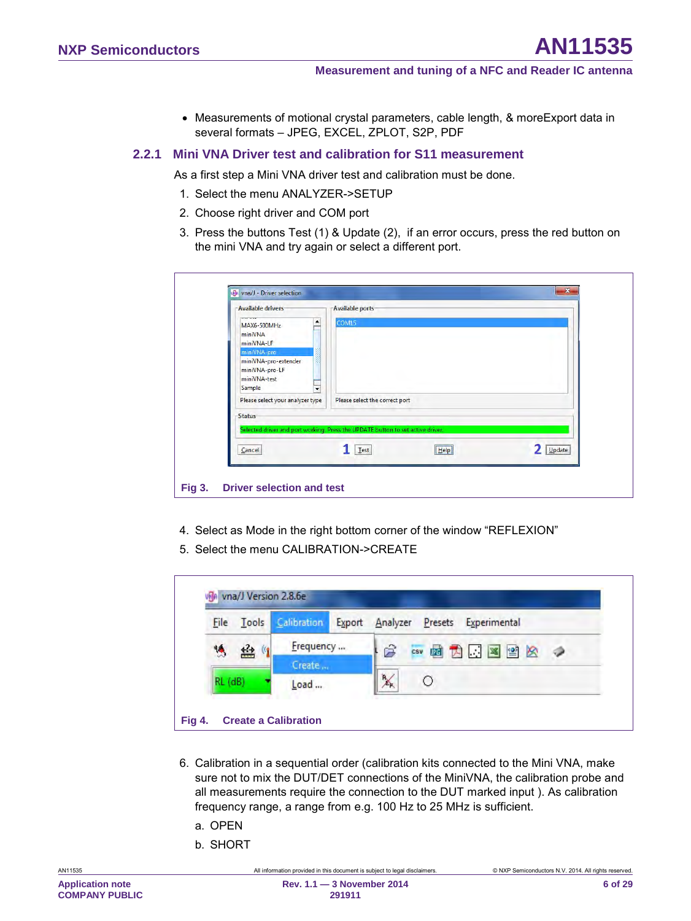- Measurements of motional crystal parameters, cable length, & moreExport data in several formats – JPEG, EXCEL, ZPLOT, S2P, PDF

### 2.2.1 Mini VNA Driver test and calibration for S11 measurement

As a first step a Mini VNA driver test and calibration must be done.

1. Select the menu ANALYZER->SETUP
2. Choose right driver and COM port
3. Press the buttons Test (1) & Update (2), if an error occurs, press the red button on the mini VNA and try again or select a different port.

**Fig 3. Driver selection and test**

4. Select as Mode in the right bottom corner of the window "REFLEXION"
5. Select the menu CALIBRATION->CREATE

**Fig 4. Create a Calibration**

6. Calibration in a sequential order (calibration kits connected to the Mini VNA, make sure not to mix the DUT/DET connections of the MiniVNA, the calibration probe and all measurements require the connection to the DUT marked input ). As calibration frequency range, a range from e.g. 100 Hz to 25 MHz is sufficient.
   a. OPEN
   b. SHORT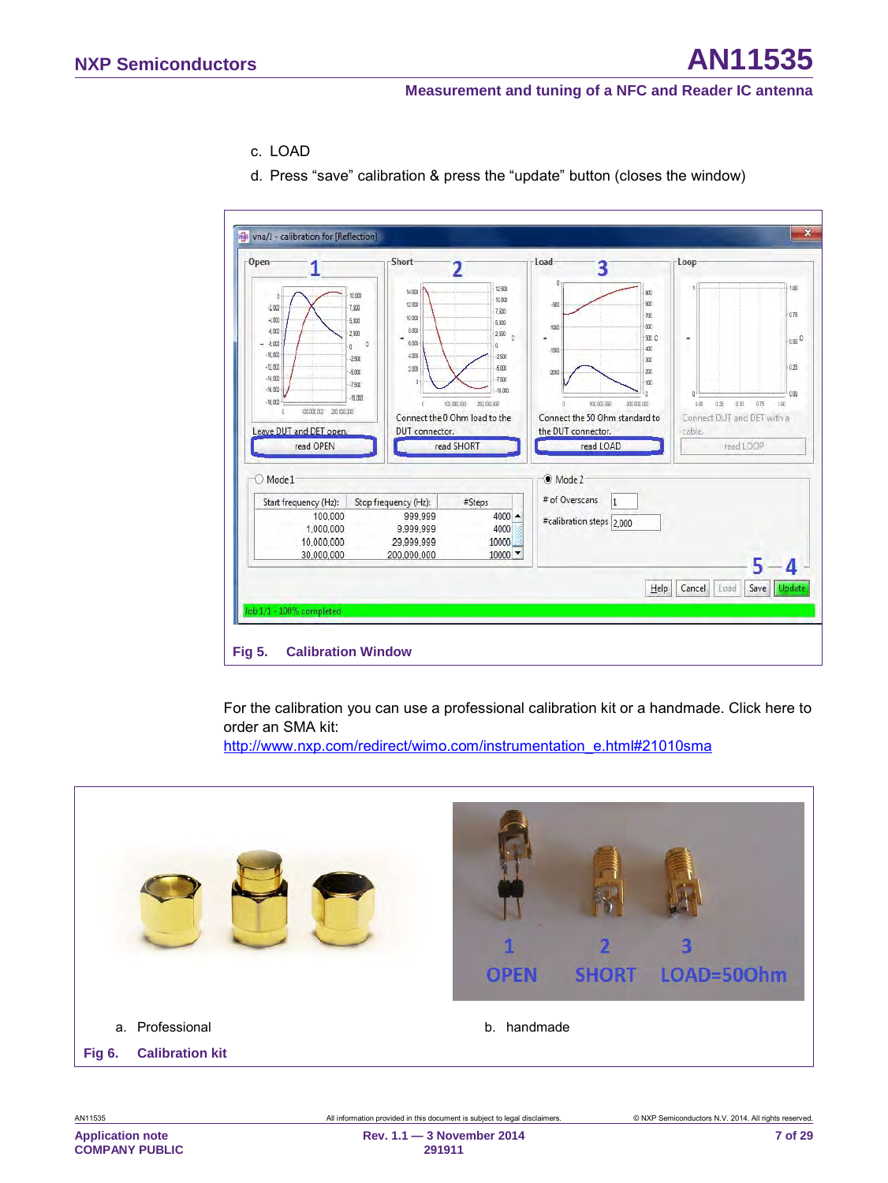c. LOAD

d. Press “save” calibration & press the “update” button (closes the window)

Fig 5. Calibration Window

For the calibration you can use a professional calibration kit or a handmade. Click here to order an SMA kit:
http://www.nxp.com/redirect/wimo.com/instrumentation_e.html#21010sma

a. Professional

b. handmade

Fig 6. Calibration kit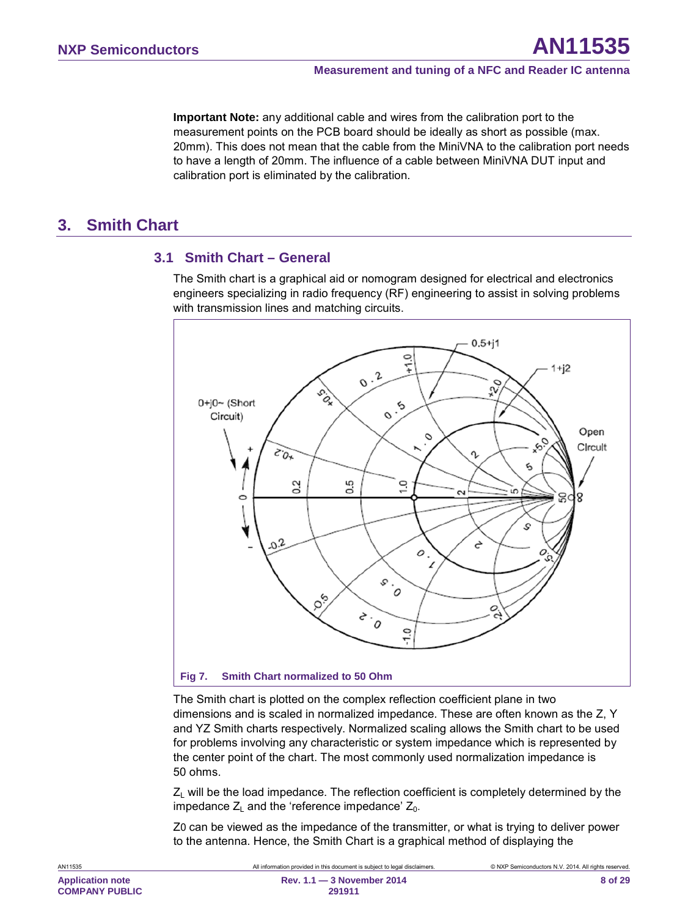**Important Note:** any additional cable and wires from the calibration port to the measurement points on the PCB board should be ideally as short as possible (max. 20mm). This does not mean that the cable from the MiniVNA to the calibration port needs to have a length of 20mm. The influence of a cable between MiniVNA DUT input and calibration port is eliminated by the calibration.

# 3. Smith Chart

## 3.1 Smith Chart – General

The Smith chart is a graphical aid or nomogram designed for electrical and electronics engineers specializing in radio frequency (RF) engineering to assist in solving problems with transmission lines and matching circuits.

**Fig 7. Smith Chart normalized to 50 Ohm**

The Smith chart is plotted on the complex reflection coefficient plane in two dimensions and is scaled in normalized impedance. These are often known as the Z, Y and YZ Smith charts respectively. Normalized scaling allows the Smith chart to be used for problems involving any characteristic or system impedance which is represented by the center point of the chart. The most commonly used normalization impedance is 50 ohms.

$Z_L$ will be the load impedance. The reflection coefficient is completely determined by the impedance $Z_L$ and the 'reference impedance' $Z_0$.

Z0 can be viewed as the impedance of the transmitter, or what is trying to deliver power to the antenna. Hence, the Smith Chart is a graphical method of displaying the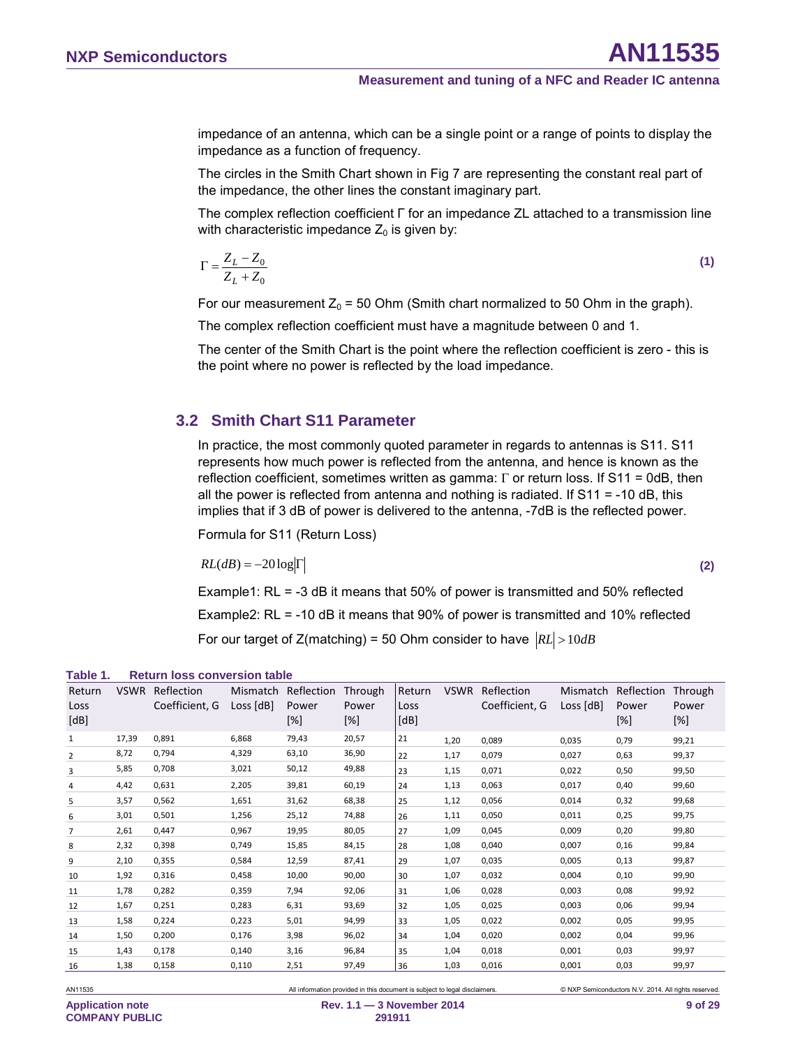impedance of an antenna, which can be a single point or a range of points to display the impedance as a function of frequency.

The circles in the Smith Chart shown in Fig 7 are representing the constant real part of the impedance, the other lines the constant imaginary part.

The complex reflection coefficient Γ for an impedance ZL attached to a transmission line with characteristic impedance $Z_0$ is given by:

$$\Gamma = \frac{Z_L - Z_0}{Z_L + Z_0} \tag{1}$$

For our measurement $Z_0$ = 50 Ohm (Smith chart normalized to 50 Ohm in the graph).

The complex reflection coefficient must have a magnitude between 0 and 1.

The center of the Smith Chart is the point where the reflection coefficient is zero - this is the point where no power is reflected by the load impedance.

## 3.2 Smith Chart S11 Parameter

In practice, the most commonly quoted parameter in regards to antennas is S11. S11 represents how much power is reflected from the antenna, and hence is known as the reflection coefficient, sometimes written as gamma: Γ or return loss. If S11 = 0dB, then all the power is reflected from antenna and nothing is radiated. If S11 = -10 dB, this implies that if 3 dB of power is delivered to the antenna, -7dB is the reflected power.

Formula for S11 (Return Loss)

$$RL(dB) = -20\log|\Gamma| \tag{2}$$

Example1: RL = -3 dB it means that 50% of power is transmitted and 50% reflected

Example2: RL = -10 dB it means that 90% of power is transmitted and 10% reflected

For our target of Z(matching) = 50 Ohm consider to have $|RL| > 10dB$

**Table 1. Return loss conversion table**

| Return Loss [dB] | VSWR | Reflection Coefficient, G | Mismatch Loss [dB] | Reflection Power [%] | Through Power [%] | Return Loss [dB] | VSWR | Reflection Coefficient, G | Mismatch Loss [dB] | Reflection Power [%] | Through Power [%] |
|---|---|---|---|---|---|---|---|---|---|---|---|
| 1 | 17,39 | 0,891 | 6,868 | 79,43 | 20,57 | 21 | 1,20 | 0,089 | 0,035 | 0,79 | 99,21 |
| 2 | 8,72 | 0,794 | 4,329 | 63,10 | 36,90 | 22 | 1,17 | 0,079 | 0,027 | 0,63 | 99,37 |
| 3 | 5,85 | 0,708 | 3,021 | 50,12 | 49,88 | 23 | 1,15 | 0,071 | 0,022 | 0,50 | 99,50 |
| 4 | 4,42 | 0,631 | 2,205 | 39,81 | 60,19 | 24 | 1,13 | 0,063 | 0,017 | 0,40 | 99,60 |
| 5 | 3,57 | 0,562 | 1,651 | 31,62 | 68,38 | 25 | 1,12 | 0,056 | 0,014 | 0,32 | 99,68 |
| 6 | 3,01 | 0,501 | 1,256 | 25,12 | 74,88 | 26 | 1,11 | 0,050 | 0,011 | 0,25 | 99,75 |
| 7 | 2,61 | 0,447 | 0,967 | 19,95 | 80,05 | 27 | 1,09 | 0,045 | 0,009 | 0,20 | 99,80 |
| 8 | 2,32 | 0,398 | 0,749 | 15,85 | 84,15 | 28 | 1,08 | 0,040 | 0,007 | 0,16 | 99,84 |
| 9 | 2,10 | 0,355 | 0,584 | 12,59 | 87,41 | 29 | 1,07 | 0,035 | 0,005 | 0,13 | 99,87 |
| 10 | 1,92 | 0,316 | 0,458 | 10,00 | 90,00 | 30 | 1,07 | 0,032 | 0,004 | 0,10 | 99,90 |
| 11 | 1,78 | 0,282 | 0,359 | 7,94 | 92,06 | 31 | 1,06 | 0,028 | 0,003 | 0,08 | 99,92 |
| 12 | 1,67 | 0,251 | 0,283 | 6,31 | 93,69 | 32 | 1,05 | 0,025 | 0,003 | 0,06 | 99,94 |
| 13 | 1,58 | 0,224 | 0,223 | 5,01 | 94,99 | 33 | 1,05 | 0,022 | 0,002 | 0,05 | 99,95 |
| 14 | 1,50 | 0,200 | 0,176 | 3,98 | 96,02 | 34 | 1,04 | 0,020 | 0,002 | 0,04 | 99,96 |
| 15 | 1,43 | 0,178 | 0,140 | 3,16 | 96,84 | 35 | 1,04 | 0,018 | 0,001 | 0,03 | 99,97 |
| 16 | 1,38 | 0,158 | 0,110 | 2,51 | 97,49 | 36 | 1,03 | 0,016 | 0,001 | 0,03 | 99,97 |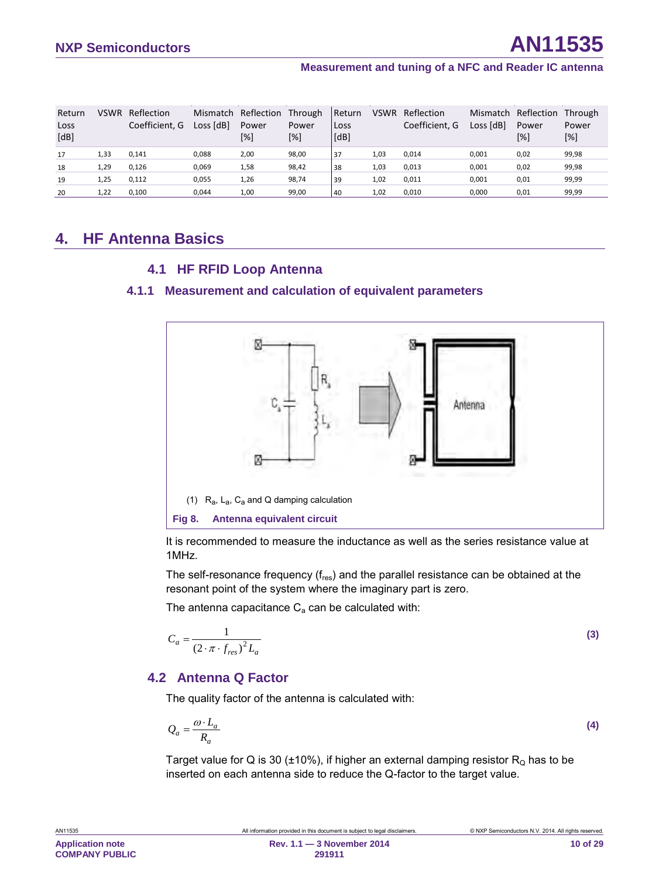| Return Loss [dB] | VSWR | Reflection Coefficient, G | Mismatch Loss [dB] | Reflection Power [%] | Through Power [%] | Return Loss [dB] | VSWR | Reflection Coefficient, G | Mismatch Loss [dB] | Reflection Power [%] | Through Power [%] |
|---|---|---|---|---|---|---|---|---|---|---|---|
| 17 | 1,33 | 0,141 | 0,088 | 2,00 | 98,00 | 37 | 1,03 | 0,014 | 0,001 | 0,02 | 99,98 |
| 18 | 1,29 | 0,126 | 0,069 | 1,58 | 98,42 | 38 | 1,03 | 0,013 | 0,001 | 0,02 | 99,98 |
| 19 | 1,25 | 0,112 | 0,055 | 1,26 | 98,74 | 39 | 1,02 | 0,011 | 0,001 | 0,01 | 99,99 |
| 20 | 1,22 | 0,100 | 0,044 | 1,00 | 99,00 | 40 | 1,02 | 0,010 | 0,000 | 0,01 | 99,99 |

# 4. HF Antenna Basics

## 4.1 HF RFID Loop Antenna

### 4.1.1 Measurement and calculation of equivalent parameters

(1) $R_a$, $L_a$, $C_a$ and Q damping calculation

**Fig 8. Antenna equivalent circuit**

It is recommended to measure the inductance as well as the series resistance value at 1MHz.

The self-resonance frequency ($f_{res}$) and the parallel resistance can be obtained at the resonant point of the system where the imaginary part is zero.

The antenna capacitance $C_a$ can be calculated with:

$$C_a = \frac{1}{(2 \cdot \pi \cdot f_{res})^2 L_a} \tag{3}$$

## 4.2 Antenna Q Factor

The quality factor of the antenna is calculated with:

$$Q_a = \frac{\omega \cdot L_a}{R_a} \tag{4}$$

Target value for Q is 30 (±10%), if higher an external damping resistor $R_Q$ has to be inserted on each antenna side to reduce the Q-factor to the target value.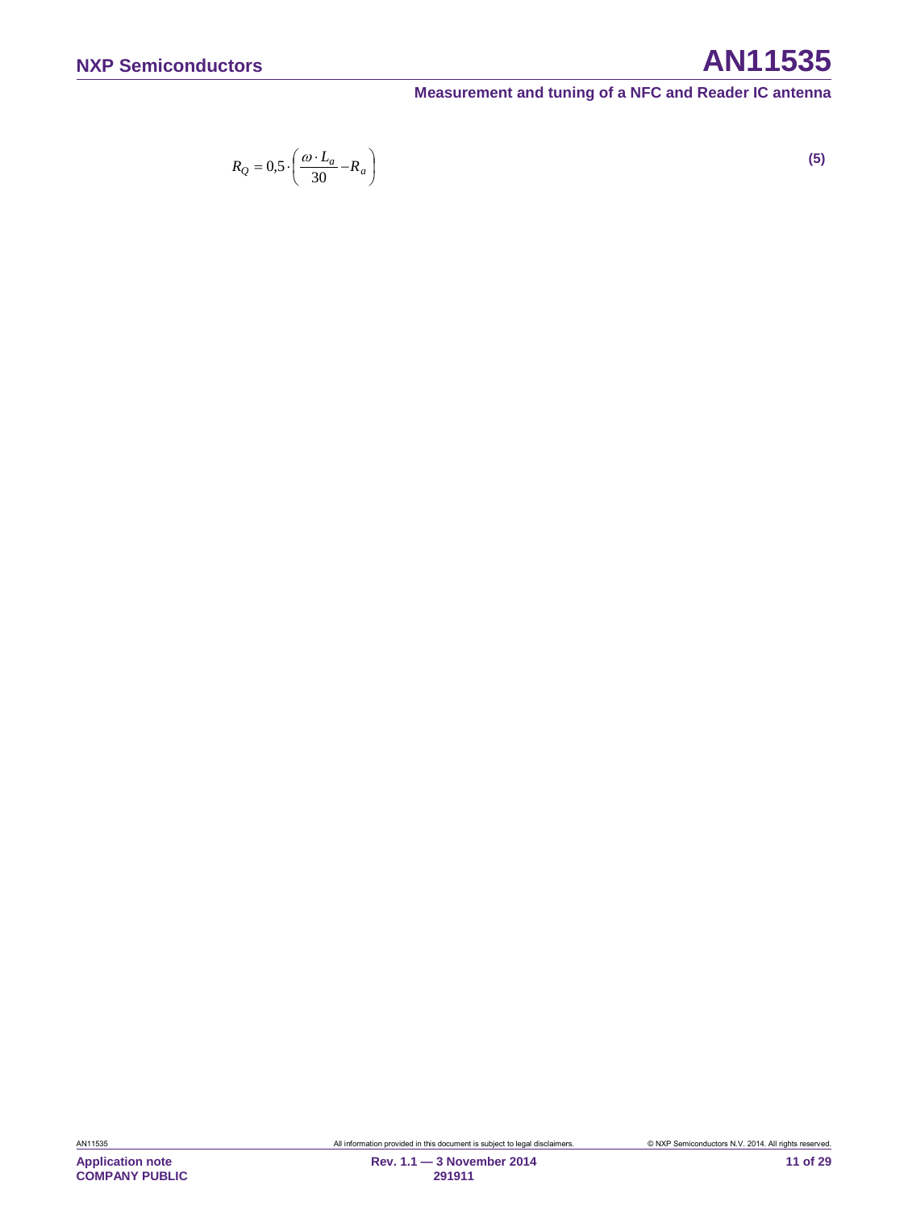$$R_Q = 0{,}5 \cdot \left( \frac{\omega \cdot L_a}{30} - R_a \right) \quad (5)$$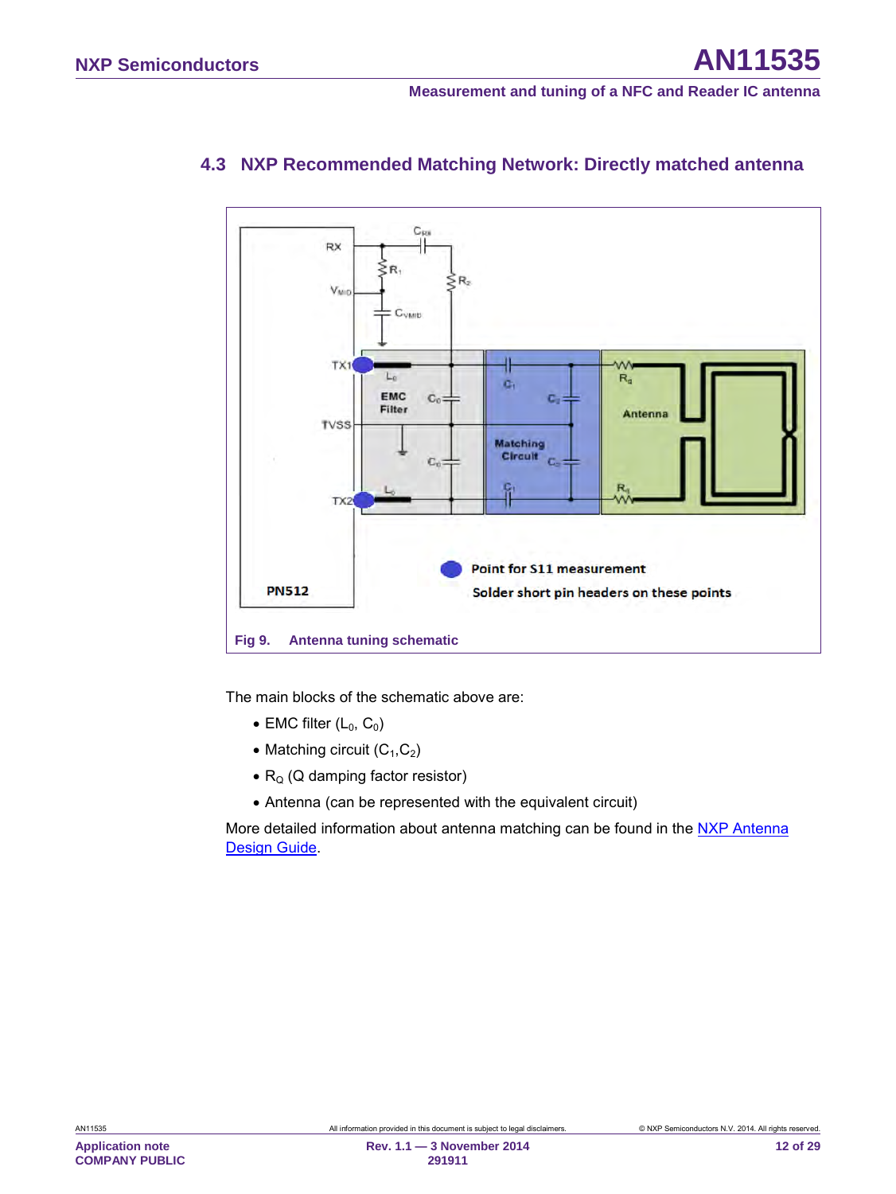### 4.3 NXP Recommended Matching Network: Directly matched antenna

Fig 9. Antenna tuning schematic

The main blocks of the schematic above are:

- EMC filter ($L_0$, $C_0$)
- Matching circuit ($C_1$,$C_2$)
- $R_Q$ (Q damping factor resistor)
- Antenna (can be represented with the equivalent circuit)

More detailed information about antenna matching can be found in the NXP Antenna Design Guide.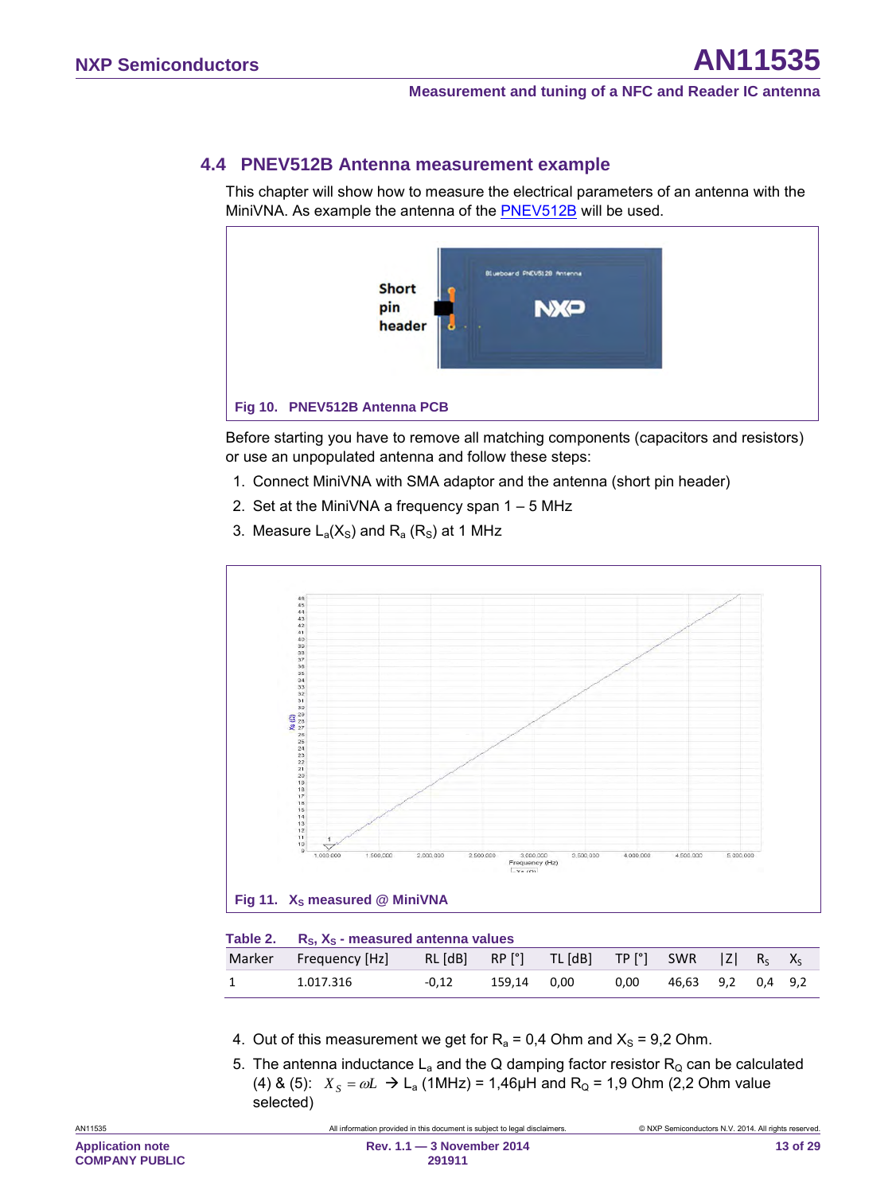## 4.4 PNEV512B Antenna measurement example

This chapter will show how to measure the electrical parameters of an antenna with the MiniVNA. As example the antenna of the PNEV512B will be used.

Fig 10. PNEV512B Antenna PCB

Before starting you have to remove all matching components (capacitors and resistors) or use an unpopulated antenna and follow these steps:

1. Connect MiniVNA with SMA adaptor and the antenna (short pin header)
2. Set at the MiniVNA a frequency span 1 – 5 MHz
3. Measure $L_a(X_S)$ and $R_a$ ($R_S$) at 1 MHz

Fig 11. $X_S$ measured @ MiniVNA

Table 2. $R_S$, $X_S$ - measured antenna values

| Marker | Frequency [Hz] | RL [dB] | RP [°] | TL [dB] | TP [°] | SWR | \|Z\| | $R_S$ | $X_S$ |
|---|---|---|---|---|---|---|---|---|---|
| 1 | 1.017.316 | -0,12 | 159,14 | 0,00 | 0,00 | 46,63 | 9,2 | 0,4 | 9,2 |

4. Out of this measurement we get for $R_a$ = 0,4 Ohm and $X_S$ = 9,2 Ohm.
5. The antenna inductance $L_a$ and the Q damping factor resistor $R_Q$ can be calculated (4) & (5): $X_S = \omega L$ → $L_a$ (1MHz) = 1,46µH and $R_Q$ = 1,9 Ohm (2,2 Ohm value selected)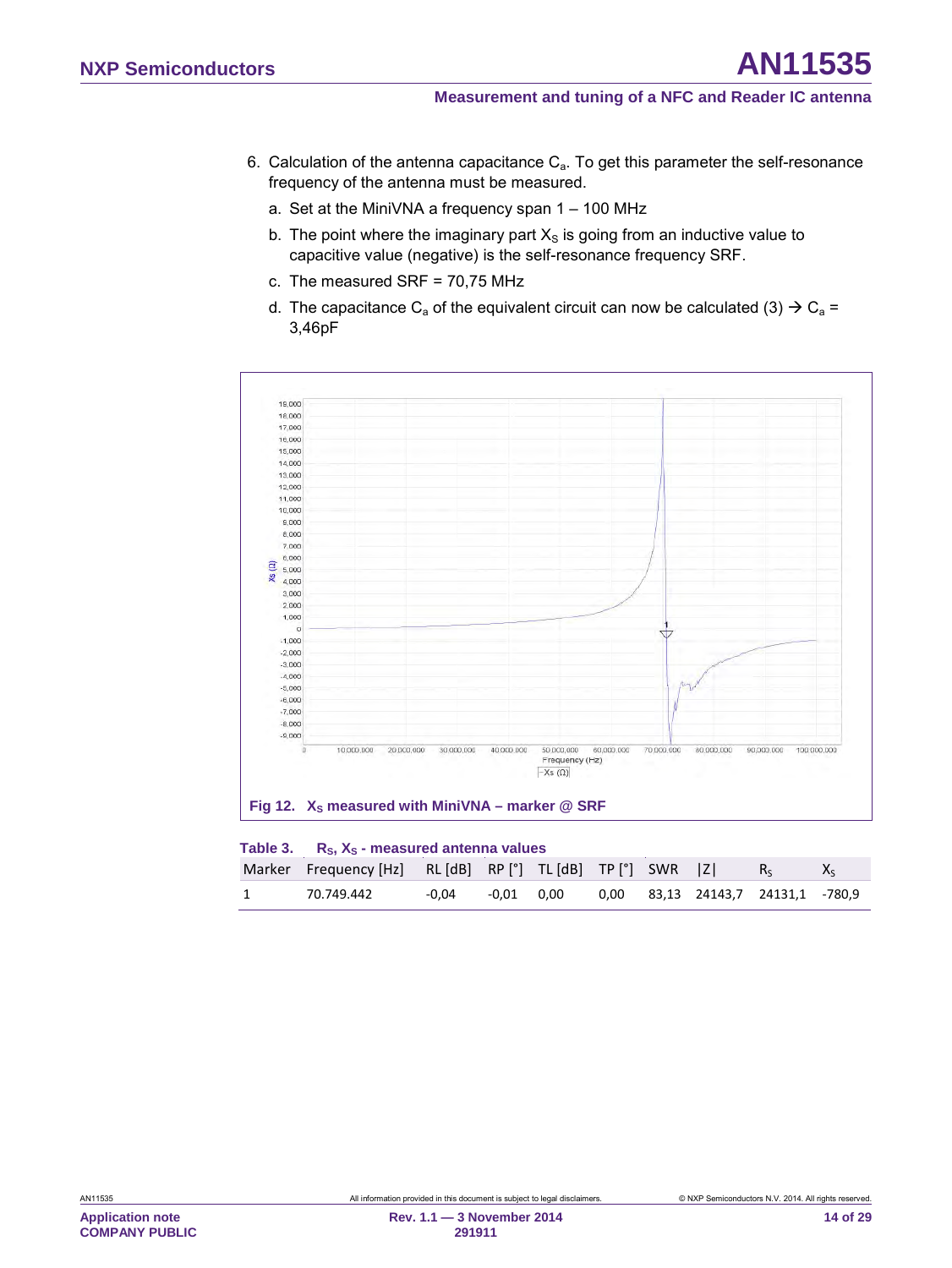6. Calculation of the antenna capacitance $C_a$. To get this parameter the self-resonance frequency of the antenna must be measured.
   a. Set at the MiniVNA a frequency span 1 – 100 MHz
   b. The point where the imaginary part $X_S$ is going from an inductive value to capacitive value (negative) is the self-resonance frequency SRF.
   c. The measured SRF = 70,75 MHz
   d. The capacitance $C_a$ of the equivalent circuit can now be calculated (3) → $C_a$ = 3,46pF

**Fig 12. $X_S$ measured with MiniVNA – marker @ SRF**

**Table 3. $R_S$, $X_S$ - measured antenna values**

| Marker | Frequency [Hz] | RL [dB] | RP [°] | TL [dB] | TP [°] | SWR | \|Z\| | $R_S$ | $X_S$ |
|---|---|---|---|---|---|---|---|---|---|
| 1 | 70.749.442 | -0,04 | -0,01 | 0,00 | 0,00 | 83,13 | 24143,7 | 24131,1 | -780,9 |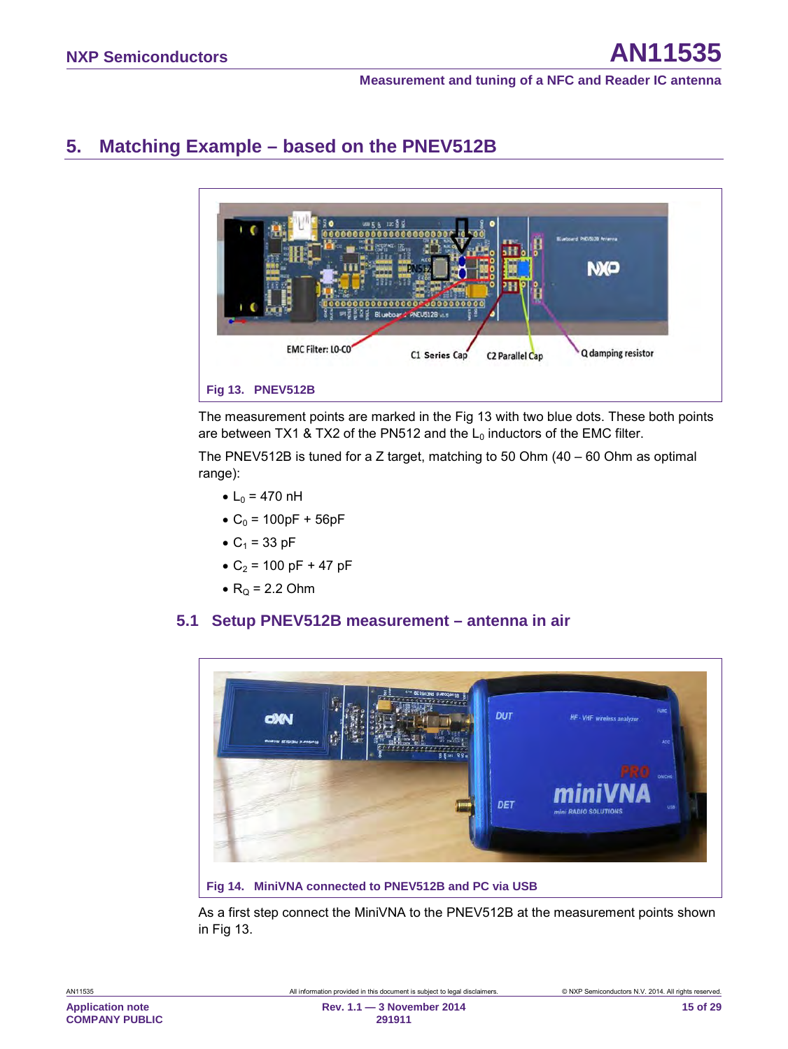## 5. Matching Example – based on the PNEV512B

Fig 13. PNEV512B

The measurement points are marked in the Fig 13 with two blue dots. These both points are between TX1 & TX2 of the PN512 and the $L_0$ inductors of the EMC filter.

The PNEV512B is tuned for a Z target, matching to 50 Ohm (40 – 60 Ohm as optimal range):

- $L_0$ = 470 nH
- $C_0$ = 100pF + 56pF
- $C_1$ = 33 pF
- $C_2$ = 100 pF + 47 pF
- $R_Q$ = 2.2 Ohm

### 5.1 Setup PNEV512B measurement – antenna in air

Fig 14. MiniVNA connected to PNEV512B and PC via USB

As a first step connect the MiniVNA to the PNEV512B at the measurement points shown in Fig 13.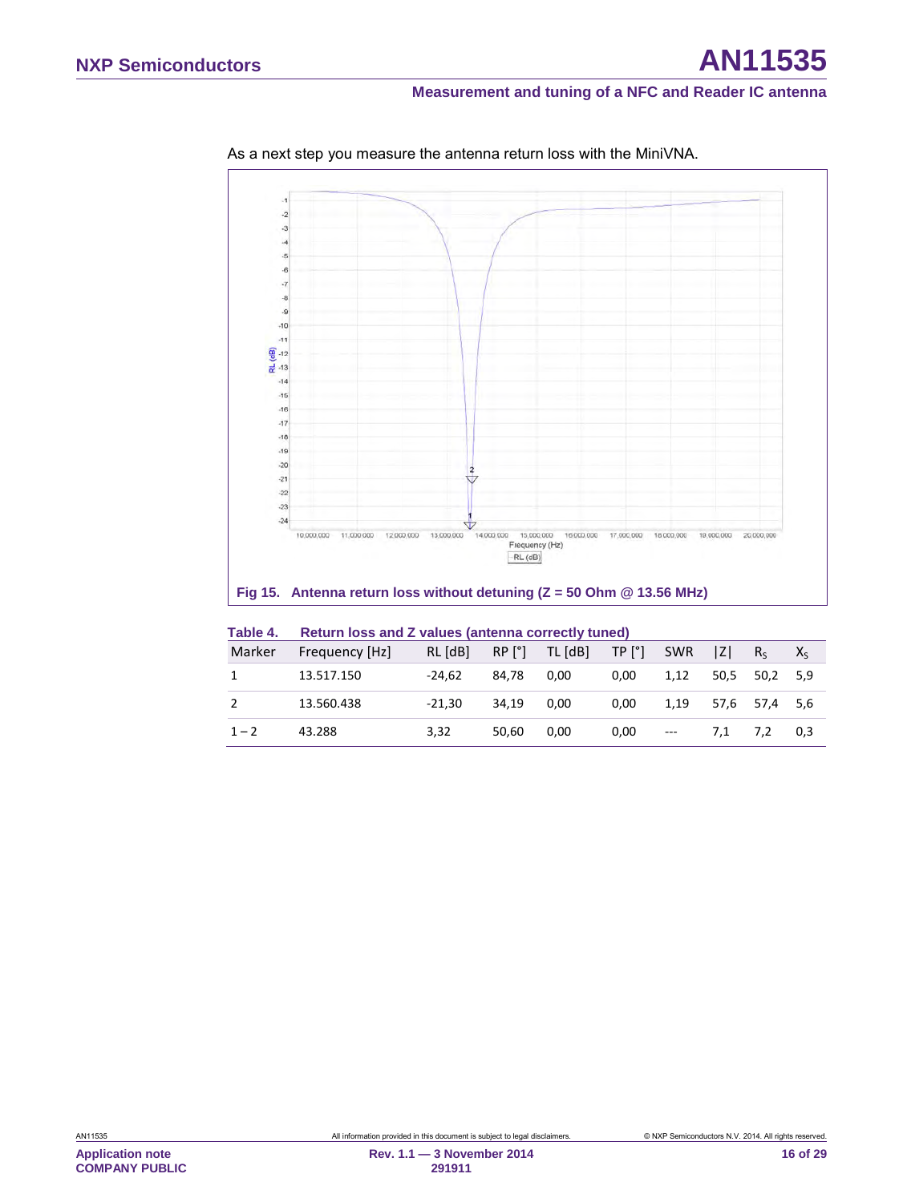As a next step you measure the antenna return loss with the MiniVNA.

Fig 15. Antenna return loss without detuning (Z = 50 Ohm @ 13.56 MHz)

**Table 4. Return loss and Z values (antenna correctly tuned)**

| Marker | Frequency [Hz] | RL [dB] | RP [°] | TL [dB] | TP [°] | SWR | \|Z\| | $R_S$ | $X_S$ |
|---|---|---|---|---|---|---|---|---|---|
| 1 | 13.517.150 | -24,62 | 84,78 | 0,00 | 0,00 | 1,12 | 50,5 | 50,2 | 5,9 |
| 2 | 13.560.438 | -21,30 | 34,19 | 0,00 | 0,00 | 1,19 | 57,6 | 57,4 | 5,6 |
| 1 – 2 | 43.288 | 3,32 | 50,60 | 0,00 | 0,00 | --- | 7,1 | 7,2 | 0,3 |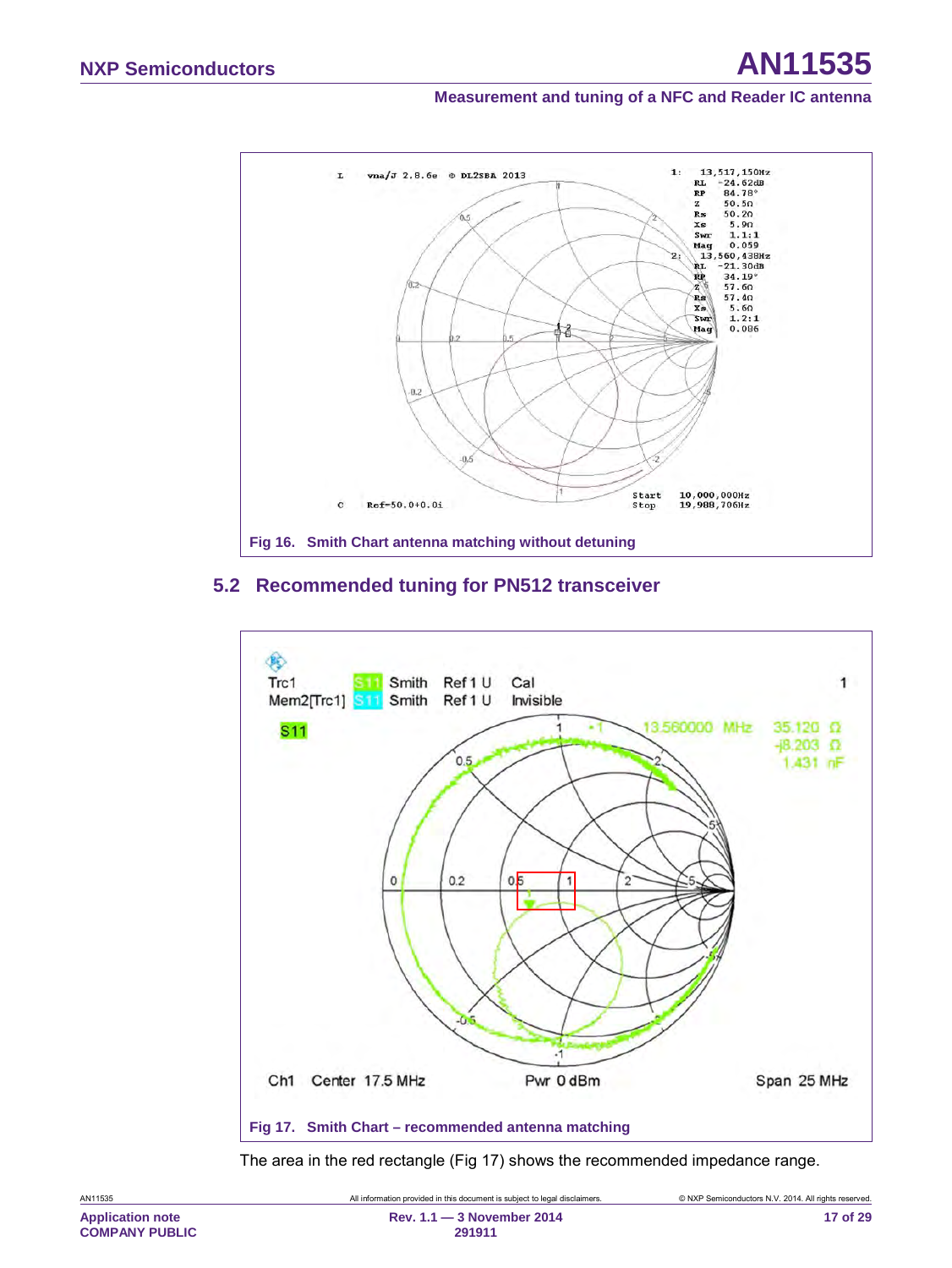Fig 16. Smith Chart antenna matching without detuning

## 5.2 Recommended tuning for PN512 transceiver

Fig 17. Smith Chart – recommended antenna matching

The area in the red rectangle (Fig 17) shows the recommended impedance range.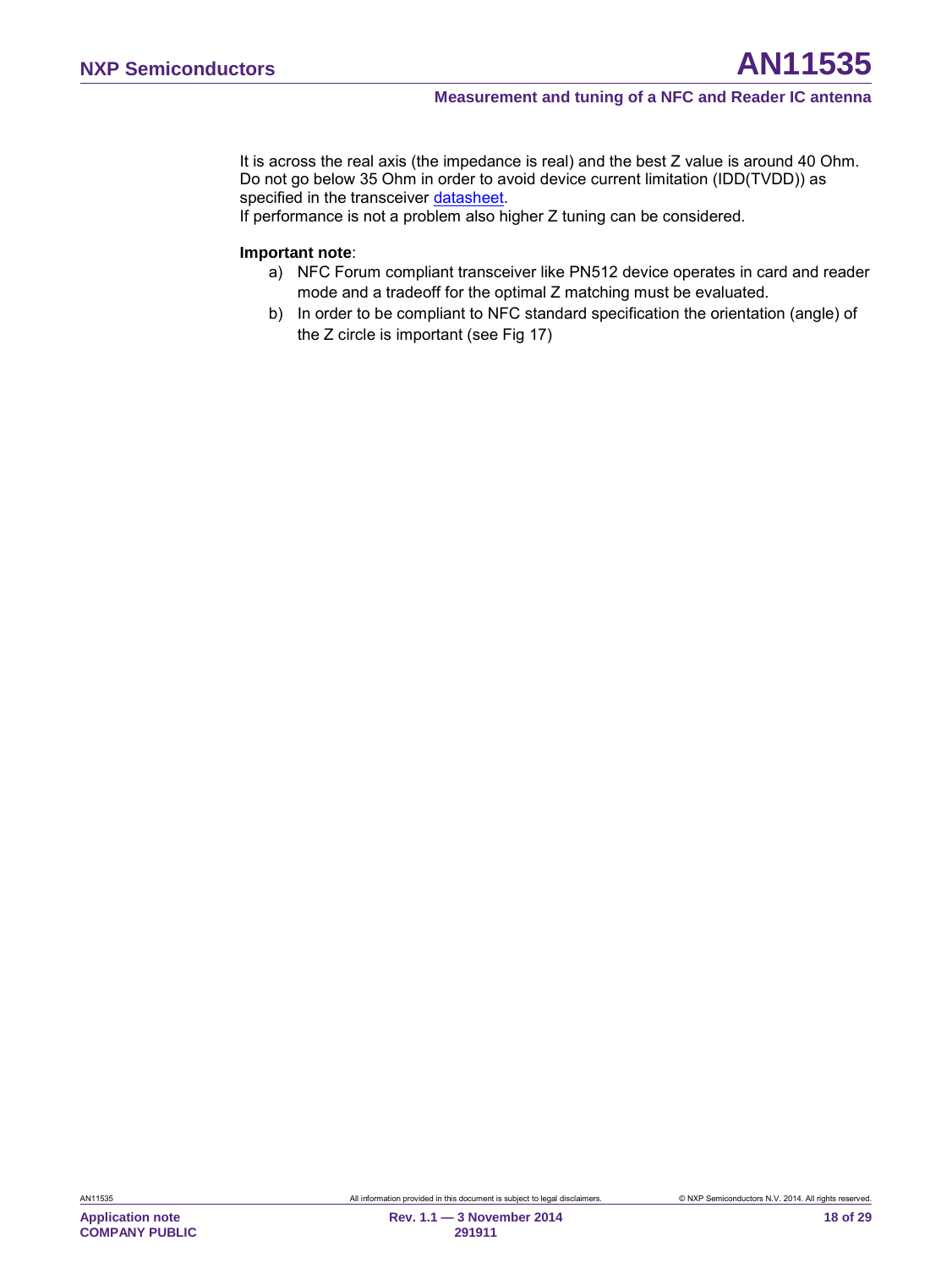It is across the real axis (the impedance is real) and the best Z value is around 40 Ohm. Do not go below 35 Ohm in order to avoid device current limitation (IDD(TVDD)) as specified in the transceiver datasheet.

If performance is not a problem also higher Z tuning can be considered.

**Important note**:

a) NFC Forum compliant transceiver like PN512 device operates in card and reader mode and a tradeoff for the optimal Z matching must be evaluated.

b) In order to be compliant to NFC standard specification the orientation (angle) of the Z circle is important (see Fig 17)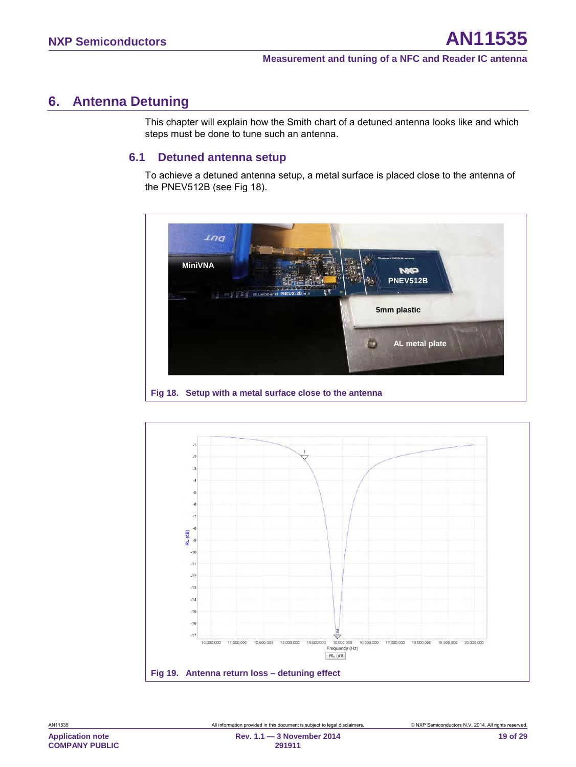# 6. Antenna Detuning

This chapter will explain how the Smith chart of a detuned antenna looks like and which steps must be done to tune such an antenna.

## 6.1 Detuned antenna setup

To achieve a detuned antenna setup, a metal surface is placed close to the antenna of the PNEV512B (see Fig 18).

Fig 18. Setup with a metal surface close to the antenna

Fig 19. Antenna return loss – detuning effect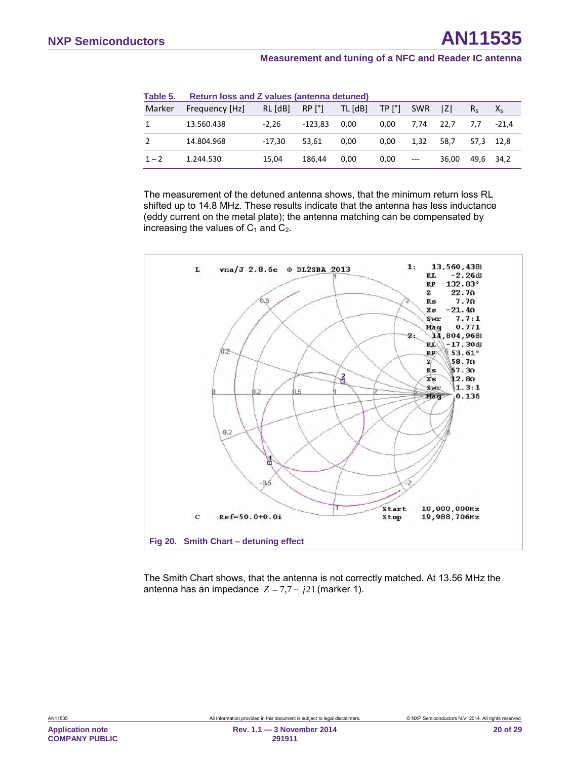**Table 5. Return loss and Z values (antenna detuned)**

| Marker | Frequency [Hz] | RL [dB] | RP [°] | TL [dB] | TP [°] | SWR | \|Z\| | $R_S$ | $X_S$ |
|---|---|---|---|---|---|---|---|---|---|
| 1 | 13.560.438 | -2,26 | -123,83 | 0,00 | 0,00 | 7,74 | 22,7 | 7,7 | -21,4 |
| 2 | 14.804.968 | -17,30 | 53,61 | 0,00 | 0,00 | 1,32 | 58,7 | 57,3 | 12,8 |
| 1 – 2 | 1.244.530 | 15,04 | 186,44 | 0,00 | 0,00 | --- | 36,00 | 49,6 | 34,2 |

The measurement of the detuned antenna shows, that the minimum return loss RL shifted up to 14.8 MHz. These results indicate that the antenna has less inductance (eddy current on the metal plate); the antenna matching can be compensated by increasing the values of $C_1$ and $C_2$.

**Fig 20. Smith Chart – detuning effect**

The Smith Chart shows, that the antenna is not correctly matched. At 13.56 MHz the antenna has an impedance $Z = 7{,}7 - j21$ (marker 1).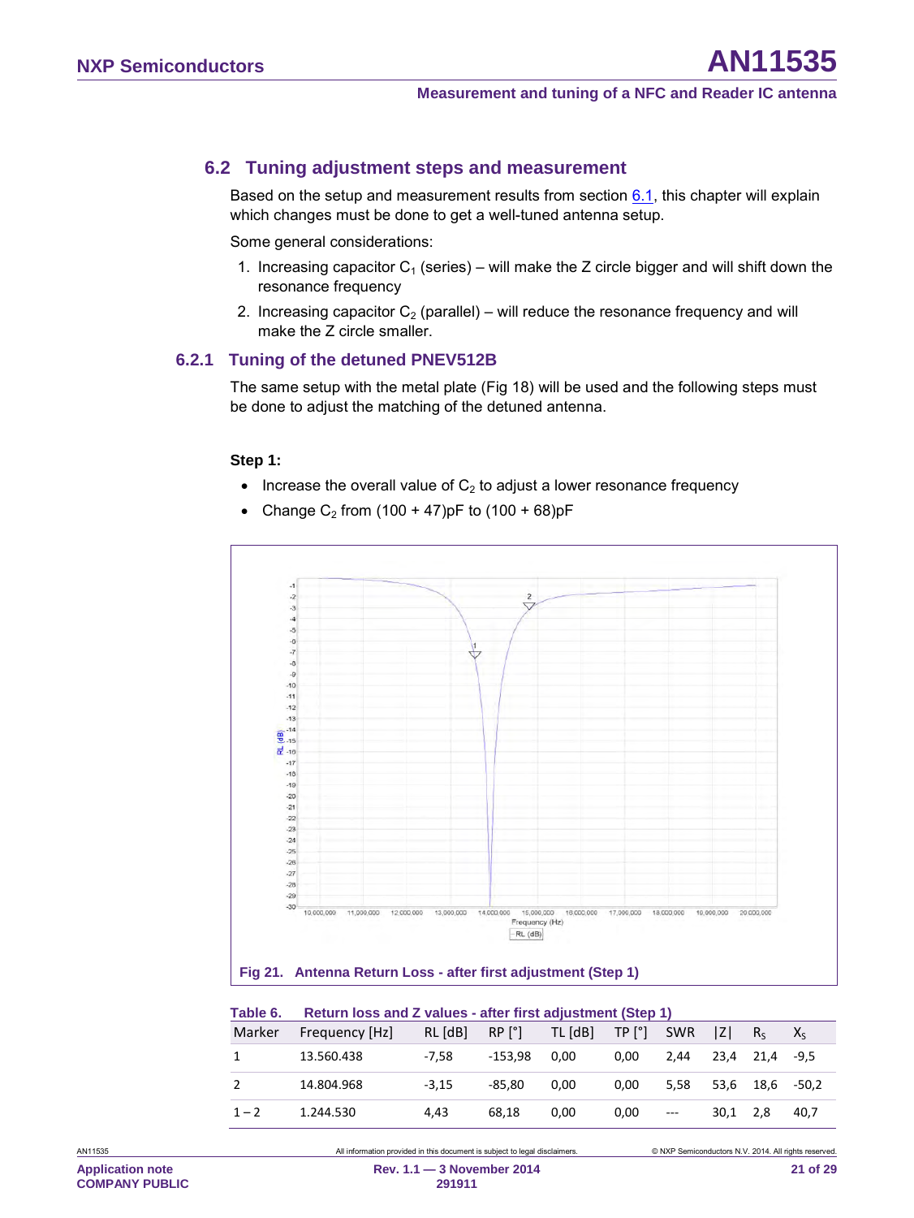## 6.2 Tuning adjustment steps and measurement

Based on the setup and measurement results from section 6.1, this chapter will explain which changes must be done to get a well-tuned antenna setup.

Some general considerations:

1. Increasing capacitor $C_1$ (series) – will make the Z circle bigger and will shift down the resonance frequency
2. Increasing capacitor $C_2$ (parallel) – will reduce the resonance frequency and will make the Z circle smaller.

### 6.2.1 Tuning of the detuned PNEV512B

The same setup with the metal plate (Fig 18) will be used and the following steps must be done to adjust the matching of the detuned antenna.

**Step 1:**

- Increase the overall value of $C_2$ to adjust a lower resonance frequency
- Change $C_2$ from (100 + 47)pF to (100 + 68)pF

Fig 21. Antenna Return Loss - after first adjustment (Step 1)

**Table 6. Return loss and Z values - after first adjustment (Step 1)**

| Marker | Frequency [Hz] | RL [dB] | RP [°] | TL [dB] | TP [°] | SWR | \|Z\| | $R_S$ | $X_S$ |
|---|---|---|---|---|---|---|---|---|---|
| 1 | 13.560.438 | -7,58 | -153,98 | 0,00 | 0,00 | 2,44 | 23,4 | 21,4 | -9,5 |
| 2 | 14.804.968 | -3,15 | -85,80 | 0,00 | 0,00 | 5,58 | 53,6 | 18,6 | -50,2 |
| 1 – 2 | 1.244.530 | 4,43 | 68,18 | 0,00 | 0,00 | --- | 30,1 | 2,8 | 40,7 |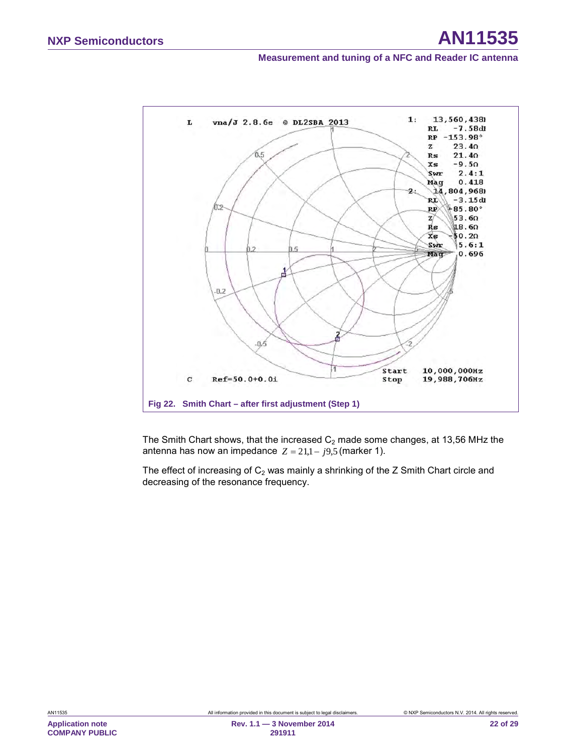Fig 22. Smith Chart – after first adjustment (Step 1)

The Smith Chart shows, that the increased $C_2$ made some changes, at 13,56 MHz the antenna has now an impedance $Z = 21{,}1 - j9{,}5$ (marker 1).

The effect of increasing of $C_2$ was mainly a shrinking of the Z Smith Chart circle and decreasing of the resonance frequency.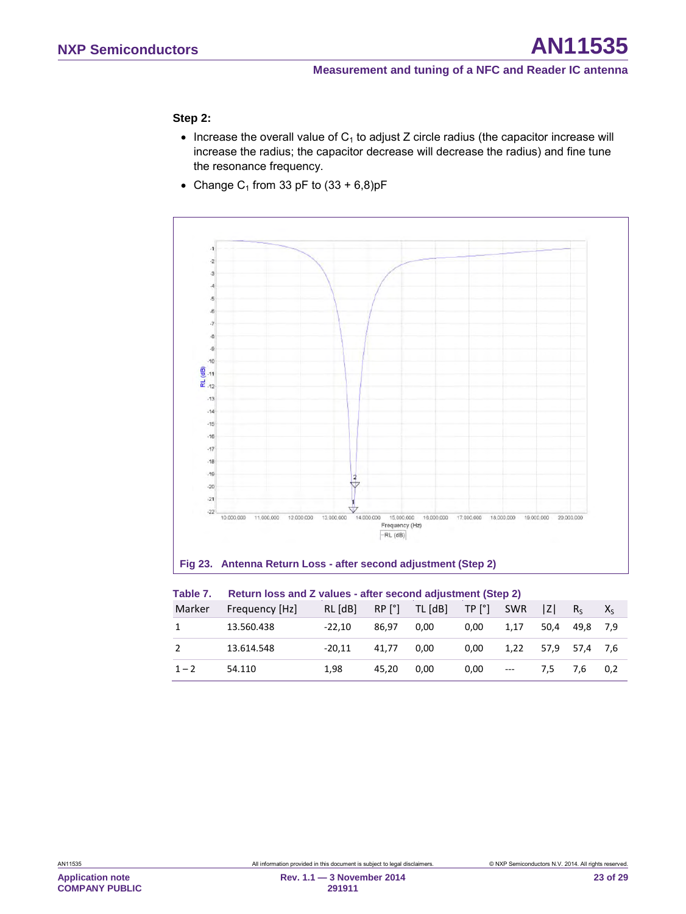**Step 2:**

- Increase the overall value of $C_1$ to adjust Z circle radius (the capacitor increase will increase the radius; the capacitor decrease will decrease the radius) and fine tune the resonance frequency.
- Change $C_1$ from 33 pF to (33 + 6,8)pF

**Fig 23. Antenna Return Loss - after second adjustment (Step 2)**

**Table 7. Return loss and Z values - after second adjustment (Step 2)**

| Marker | Frequency [Hz] | RL [dB] | RP [°] | TL [dB] | TP [°] | SWR | \|Z\| | $R_S$ | $X_S$ |
|---|---|---|---|---|---|---|---|---|---|
| 1 | 13.560.438 | -22,10 | 86,97 | 0,00 | 0,00 | 1,17 | 50,4 | 49,8 | 7,9 |
| 2 | 13.614.548 | -20,11 | 41,77 | 0,00 | 0,00 | 1,22 | 57,9 | 57,4 | 7,6 |
| 1 – 2 | 54.110 | 1,98 | 45,20 | 0,00 | 0,00 | --- | 7,5 | 7,6 | 0,2 |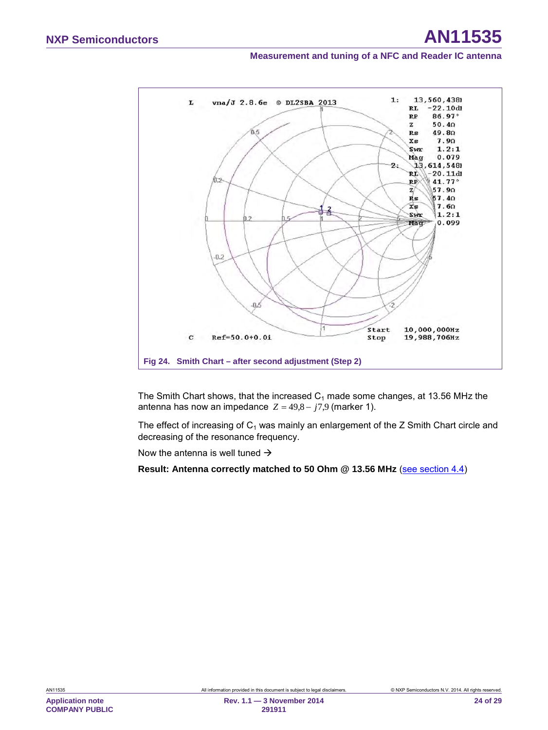Fig 24. Smith Chart – after second adjustment (Step 2)

The Smith Chart shows, that the increased $C_1$ made some changes, at 13.56 MHz the antenna has now an impedance $Z = 49{,}8 - j7{,}9$ (marker 1).

The effect of increasing of $C_1$ was mainly an enlargement of the Z Smith Chart circle and decreasing of the resonance frequency.

Now the antenna is well tuned →

**Result: Antenna correctly matched to 50 Ohm @ 13.56 MHz** (see section 4.4)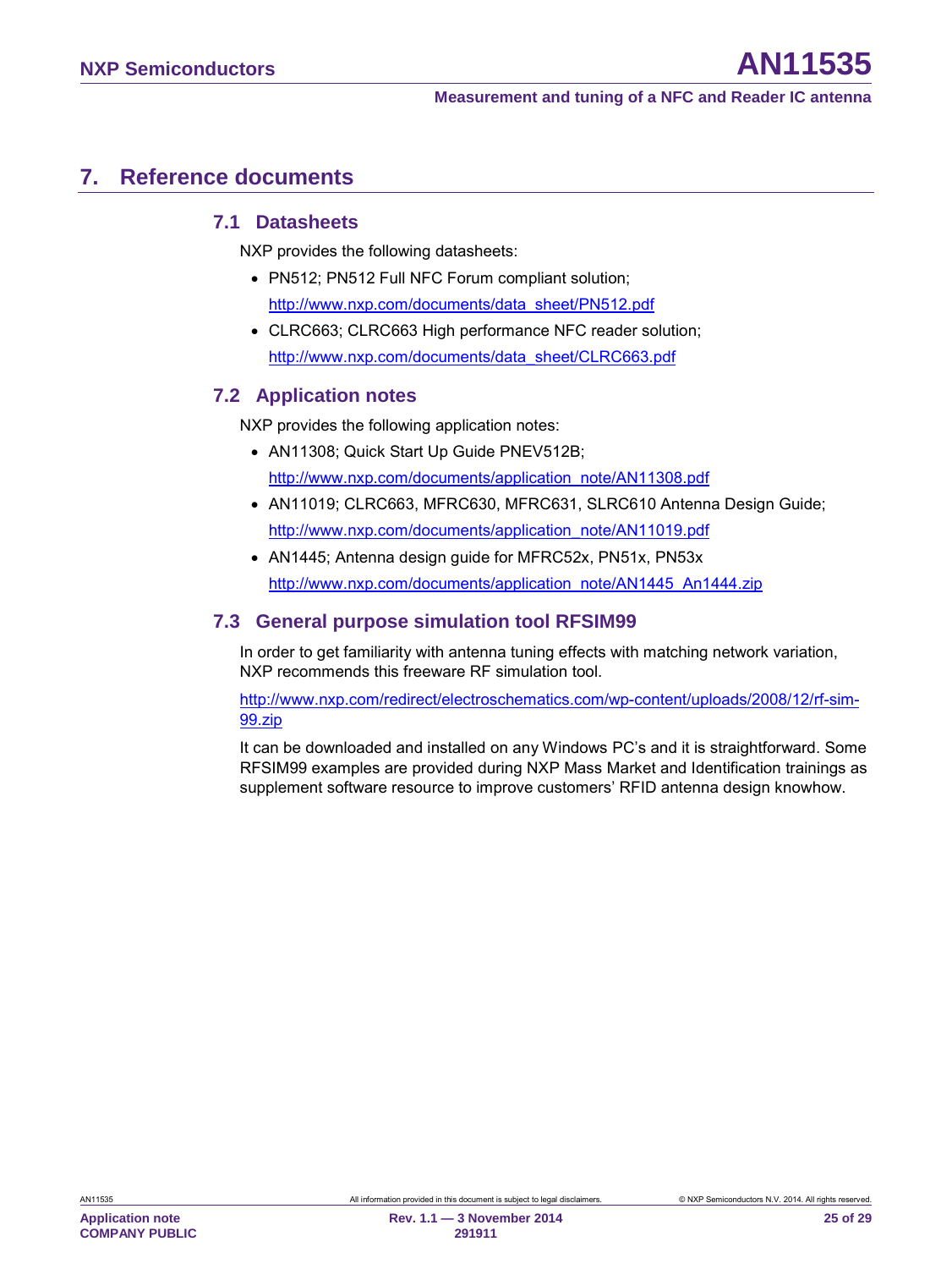# 7. Reference documents

## 7.1 Datasheets

NXP provides the following datasheets:

- PN512; PN512 Full NFC Forum compliant solution;
  http://www.nxp.com/documents/data_sheet/PN512.pdf
- CLRC663; CLRC663 High performance NFC reader solution;
  http://www.nxp.com/documents/data_sheet/CLRC663.pdf

## 7.2 Application notes

NXP provides the following application notes:

- AN11308; Quick Start Up Guide PNEV512B;
  http://www.nxp.com/documents/application_note/AN11308.pdf
- AN11019; CLRC663, MFRC630, MFRC631, SLRC610 Antenna Design Guide;
  http://www.nxp.com/documents/application_note/AN11019.pdf
- AN1445; Antenna design guide for MFRC52x, PN51x, PN53x
  http://www.nxp.com/documents/application_note/AN1445_An1444.zip

## 7.3 General purpose simulation tool RFSIM99

In order to get familiarity with antenna tuning effects with matching network variation, NXP recommends this freeware RF simulation tool.

http://www.nxp.com/redirect/electroschematics.com/wp-content/uploads/2008/12/rf-sim-99.zip

It can be downloaded and installed on any Windows PC's and it is straightforward. Some RFSIM99 examples are provided during NXP Mass Market and Identification trainings as supplement software resource to improve customers' RFID antenna design knowhow.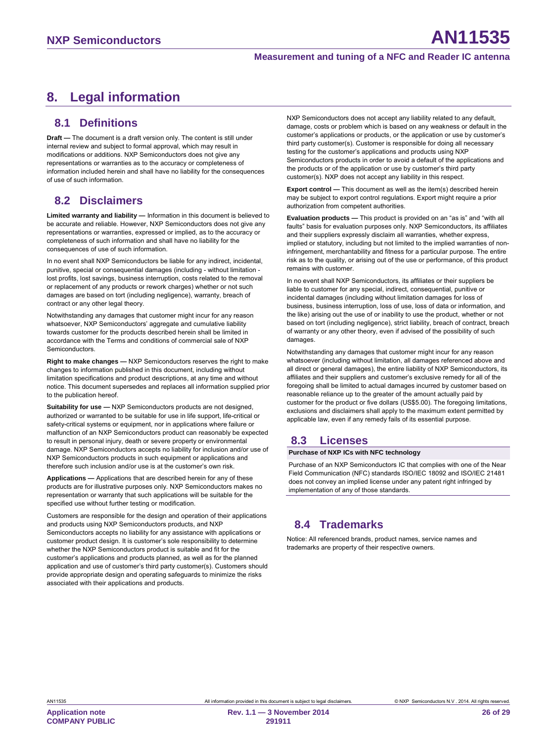# 8. Legal information

## 8.1 Definitions

**Draft —** The document is a draft version only. The content is still under internal review and subject to formal approval, which may result in modifications or additions. NXP Semiconductors does not give any representations or warranties as to the accuracy or completeness of information included herein and shall have no liability for the consequences of use of such information.

## 8.2 Disclaimers

**Limited warranty and liability —** Information in this document is believed to be accurate and reliable. However, NXP Semiconductors does not give any representations or warranties, expressed or implied, as to the accuracy or completeness of such information and shall have no liability for the consequences of use of such information.

In no event shall NXP Semiconductors be liable for any indirect, incidental, punitive, special or consequential damages (including - without limitation - lost profits, lost savings, business interruption, costs related to the removal or replacement of any products or rework charges) whether or not such damages are based on tort (including negligence), warranty, breach of contract or any other legal theory.

Notwithstanding any damages that customer might incur for any reason whatsoever, NXP Semiconductors' aggregate and cumulative liability towards customer for the products described herein shall be limited in accordance with the Terms and conditions of commercial sale of NXP Semiconductors.

**Right to make changes —** NXP Semiconductors reserves the right to make changes to information published in this document, including without limitation specifications and product descriptions, at any time and without notice. This document supersedes and replaces all information supplied prior to the publication hereof.

**Suitability for use —** NXP Semiconductors products are not designed, authorized or warranted to be suitable for use in life support, life-critical or safety-critical systems or equipment, nor in applications where failure or malfunction of an NXP Semiconductors product can reasonably be expected to result in personal injury, death or severe property or environmental damage. NXP Semiconductors accepts no liability for inclusion and/or use of NXP Semiconductors products in such equipment or applications and therefore such inclusion and/or use is at the customer's own risk.

**Applications —** Applications that are described herein for any of these products are for illustrative purposes only. NXP Semiconductors makes no representation or warranty that such applications will be suitable for the specified use without further testing or modification.

Customers are responsible for the design and operation of their applications and products using NXP Semiconductors products, and NXP Semiconductors accepts no liability for any assistance with applications or customer product design. It is customer's sole responsibility to determine whether the NXP Semiconductors product is suitable and fit for the customer's applications and products planned, as well as for the planned application and use of customer's third party customer(s). Customers should provide appropriate design and operating safeguards to minimize the risks associated with their applications and products.

NXP Semiconductors does not accept any liability related to any default, damage, costs or problem which is based on any weakness or default in the customer's applications or products, or the application or use by customer's third party customer(s). Customer is responsible for doing all necessary testing for the customer's applications and products using NXP Semiconductors products in order to avoid a default of the applications and the products or of the application or use by customer's third party customer(s). NXP does not accept any liability in this respect.

**Export control —** This document as well as the item(s) described herein may be subject to export control regulations. Export might require a prior authorization from competent authorities.

**Evaluation products —** This product is provided on an "as is" and "with all faults" basis for evaluation purposes only. NXP Semiconductors, its affiliates and their suppliers expressly disclaim all warranties, whether express, implied or statutory, including but not limited to the implied warranties of non-infringement, merchantability and fitness for a particular purpose. The entire risk as to the quality, or arising out of the use or performance, of this product remains with customer.

In no event shall NXP Semiconductors, its affiliates or their suppliers be liable to customer for any special, indirect, consequential, punitive or incidental damages (including without limitation damages for loss of business, business interruption, loss of use, loss of data or information, and the like) arising out the use of or inability to use the product, whether or not based on tort (including negligence), strict liability, breach of contract, breach of warranty or any other theory, even if advised of the possibility of such damages.

Notwithstanding any damages that customer might incur for any reason whatsoever (including without limitation, all damages referenced above and all direct or general damages), the entire liability of NXP Semiconductors, its affiliates and their suppliers and customer's exclusive remedy for all of the foregoing shall be limited to actual damages incurred by customer based on reasonable reliance up to the greater of the amount actually paid by customer for the product or five dollars (US$5.00). The foregoing limitations, exclusions and disclaimers shall apply to the maximum extent permitted by applicable law, even if any remedy fails of its essential purpose.

## 8.3 Licenses

**Purchase of NXP ICs with NFC technology**

Purchase of an NXP Semiconductors IC that complies with one of the Near Field Communication (NFC) standards ISO/IEC 18092 and ISO/IEC 21481 does not convey an implied license under any patent right infringed by implementation of any of those standards.

## 8.4 Trademarks

Notice: All referenced brands, product names, service names and trademarks are property of their respective owners.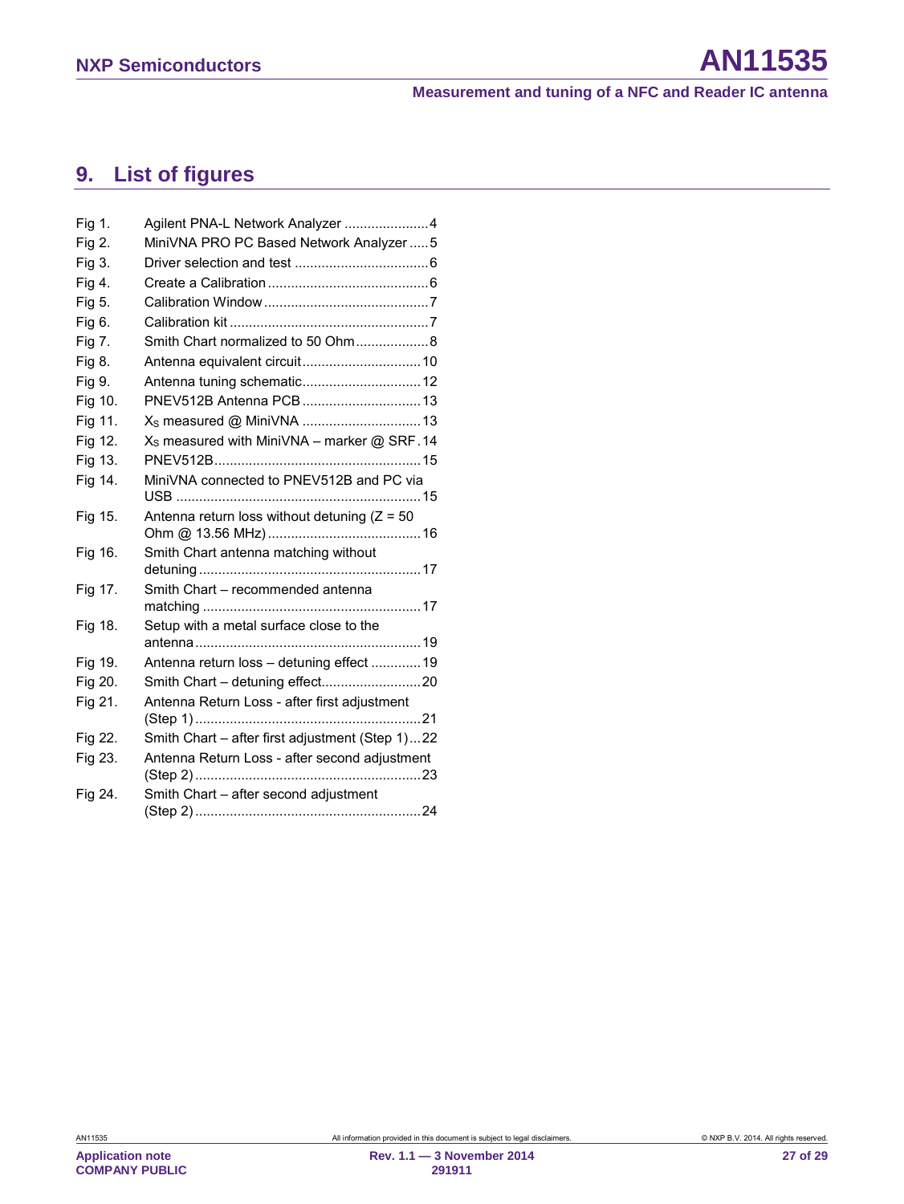## 9. List of figures

| | | |
|---|---|---|
| Fig 1. | Agilent PNA-L Network Analyzer | 4 |
| Fig 2. | MiniVNA PRO PC Based Network Analyzer | 5 |
| Fig 3. | Driver selection and test | 6 |
| Fig 4. | Create a Calibration | 6 |
| Fig 5. | Calibration Window | 7 |
| Fig 6. | Calibration kit | 7 |
| Fig 7. | Smith Chart normalized to 50 Ohm | 8 |
| Fig 8. | Antenna equivalent circuit | 10 |
| Fig 9. | Antenna tuning schematic | 12 |
| Fig 10. | PNEV512B Antenna PCB | 13 |
| Fig 11. | $X_S$ measured @ MiniVNA | 13 |
| Fig 12. | $X_S$ measured with MiniVNA – marker @ SRF | 14 |
| Fig 13. | PNEV512B | 15 |
| Fig 14. | MiniVNA connected to PNEV512B and PC via USB | 15 |
| Fig 15. | Antenna return loss without detuning (Z = 50 Ohm @ 13.56 MHz) | 16 |
| Fig 16. | Smith Chart antenna matching without detuning | 17 |
| Fig 17. | Smith Chart – recommended antenna matching | 17 |
| Fig 18. | Setup with a metal surface close to the antenna | 19 |
| Fig 19. | Antenna return loss – detuning effect | 19 |
| Fig 20. | Smith Chart – detuning effect | 20 |
| Fig 21. | Antenna Return Loss - after first adjustment (Step 1) | 21 |
| Fig 22. | Smith Chart – after first adjustment (Step 1) | 22 |
| Fig 23. | Antenna Return Loss - after second adjustment (Step 2) | 23 |
| Fig 24. | Smith Chart – after second adjustment (Step 2) | 24 |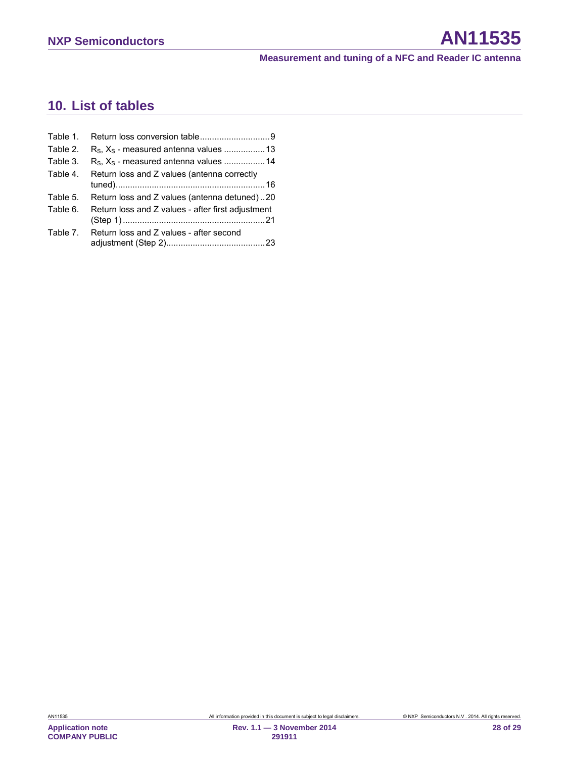## 10. List of tables

Table 1. Return loss conversion table.............................9
Table 2. $R_S$, $X_S$ - measured antenna values .................13
Table 3. $R_S$, $X_S$ - measured antenna values .................14
Table 4. Return loss and Z values (antenna correctly tuned).............................................................16
Table 5. Return loss and Z values (antenna detuned)..20
Table 6. Return loss and Z values - after first adjustment (Step 1)..........................................................21
Table 7. Return loss and Z values - after second adjustment (Step 2).........................................23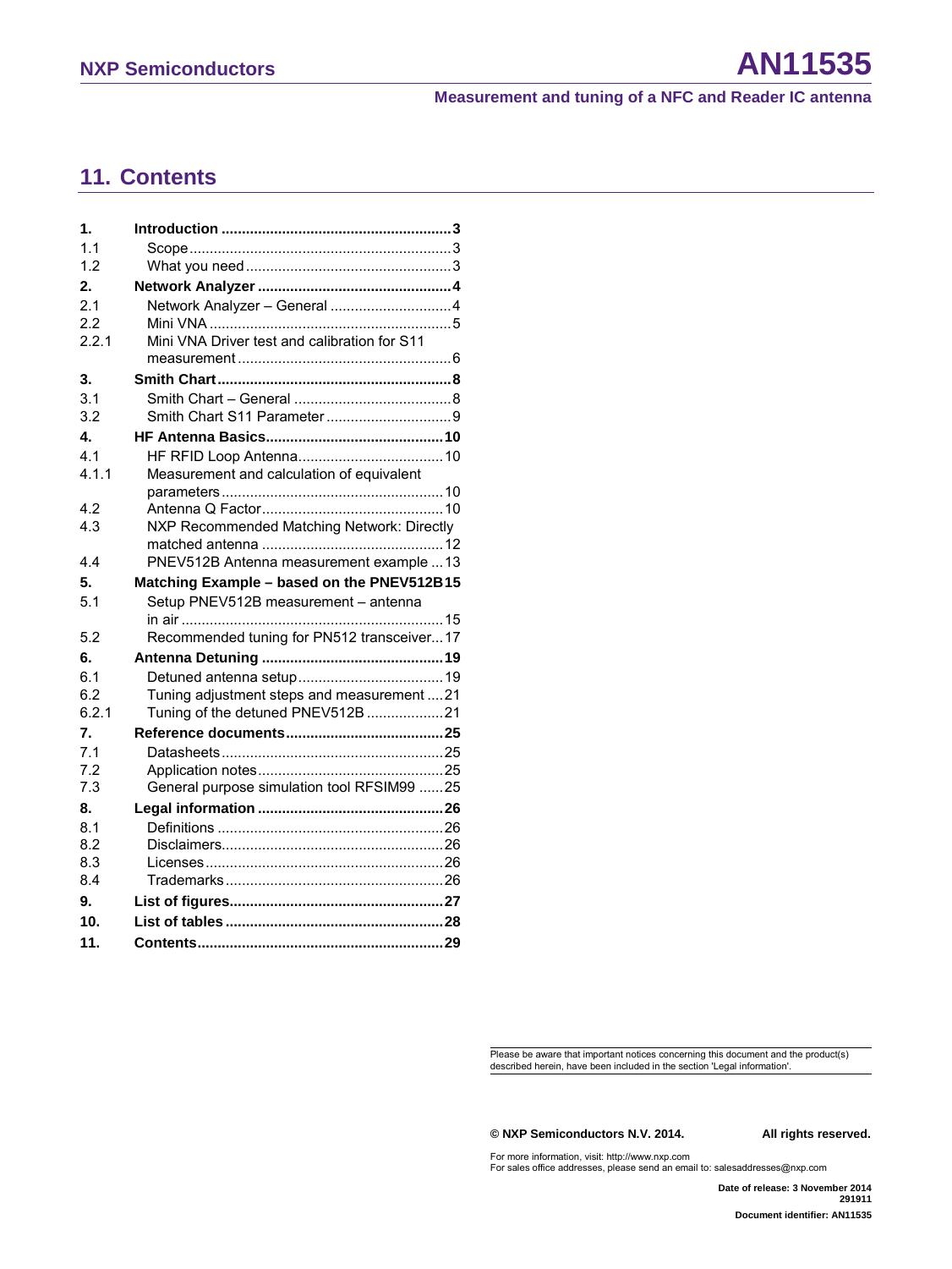## 11. Contents

| | | |
|---|---|---|
| **1.** | **Introduction** | **3** |
| 1.1 | Scope | 3 |
| 1.2 | What you need | 3 |
| **2.** | **Network Analyzer** | **4** |
| 2.1 | Network Analyzer – General | 4 |
| 2.2 | Mini VNA | 5 |
| 2.2.1 | Mini VNA Driver test and calibration for S11 measurement | 6 |
| **3.** | **Smith Chart** | **8** |
| 3.1 | Smith Chart – General | 8 |
| 3.2 | Smith Chart S11 Parameter | 9 |
| **4.** | **HF Antenna Basics** | **10** |
| 4.1 | HF RFID Loop Antenna | 10 |
| 4.1.1 | Measurement and calculation of equivalent parameters | 10 |
| 4.2 | Antenna Q Factor | 10 |
| 4.3 | NXP Recommended Matching Network: Directly matched antenna | 12 |
| 4.4 | PNEV512B Antenna measurement example | 13 |
| **5.** | **Matching Example – based on the PNEV512B** | **15** |
| 5.1 | Setup PNEV512B measurement – antenna in air | 15 |
| 5.2 | Recommended tuning for PN512 transceiver | 17 |
| **6.** | **Antenna Detuning** | **19** |
| 6.1 | Detuned antenna setup | 19 |
| 6.2 | Tuning adjustment steps and measurement | 21 |
| 6.2.1 | Tuning of the detuned PNEV512B | 21 |
| **7.** | **Reference documents** | **25** |
| 7.1 | Datasheets | 25 |
| 7.2 | Application notes | 25 |
| 7.3 | General purpose simulation tool RFSIM99 | 25 |
| **8.** | **Legal information** | **26** |
| 8.1 | Definitions | 26 |
| 8.2 | Disclaimers | 26 |
| 8.3 | Licenses | 26 |
| 8.4 | Trademarks | 26 |
| **9.** | **List of figures** | **27** |
| **10.** | **List of tables** | **28** |
| **11.** | **Contents** | **29** |

Please be aware that important notices concerning this document and the product(s) described herein, have been included in the section 'Legal information'.

**© NXP Semiconductors N.V. 2014. All rights reserved.**

For more information, visit: http://www.nxp.com
For sales office addresses, please send an email to: salesaddresses@nxp.com

**Date of release: 3 November 2014**
**291911**

**Document identifier: AN11535**